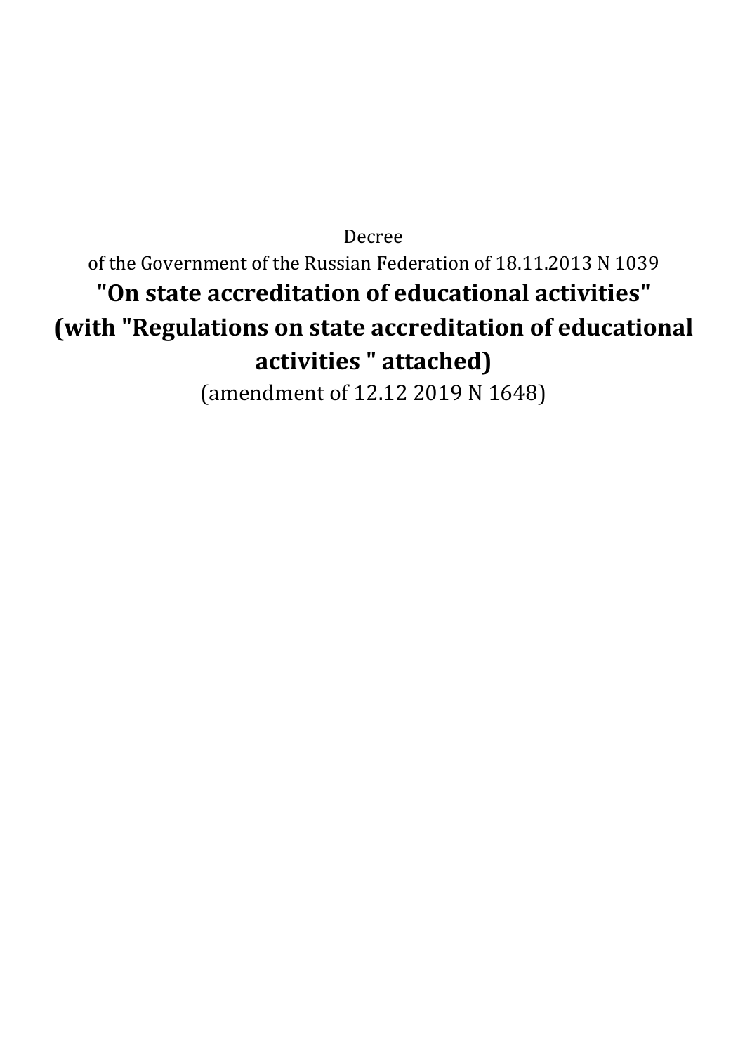Decree

of the Government of the Russian Federation of 18.11.2013 N 1039

# "On state accreditation of educational activities" (with "Regulations on state accreditation of educational activities " attached)

(amendment of 12.12 2019 N 1648)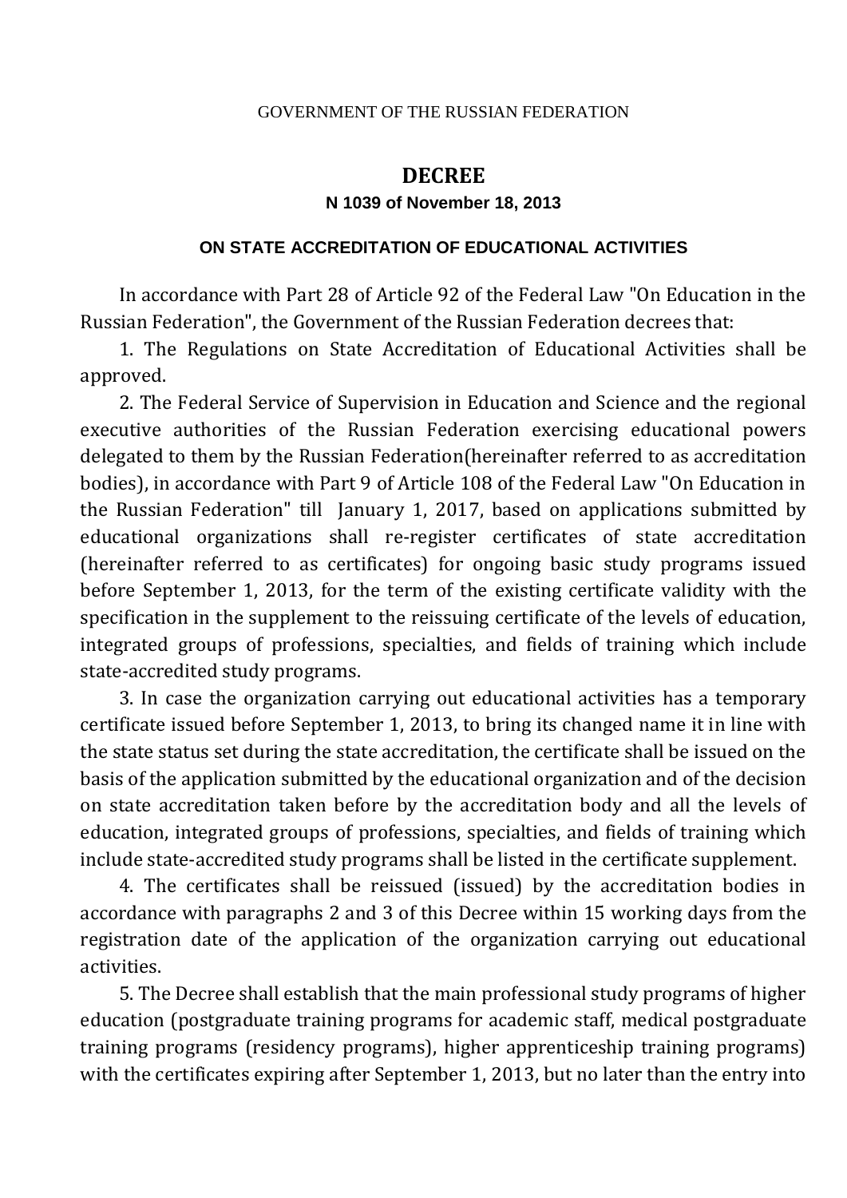GOVERNMENT OF THE RUSSIAN FEDERATION

# DECREE

**N 1039 of November 18, 2013**

## ON STATE ACCREDITATION OF EDUCATIONAL ACTIVITIES

In accordance with Part 28 of Article 92 of the Federal Law "On Education in the Russian Federation", the Government of the Russian Federation decrees that:

1. The Regulations on State Accreditation of Educational Activities shall be approved.

2. The Federal Service of Supervision in Education and Science and the regional executive authorities of the Russian Federation exercising educational powers delegated to them by the Russian Federation(hereinafter referred to as accreditation bodies), in accordance with Part 9 of Article 108 of the Federal Law "On Education in the Russian Federation" till January 1, 2017, based on applications submitted by educational organizations shall re-register certificates of state accreditation (hereinafter referred to as certificates) for ongoing basic study programs issued before September 1, 2013, for the term of the existing certificate validity with the specification in the supplement to the reissuing certificate of the levels of education, integrated groups of professions, specialties, and fields of training which include state-accredited study programs.

3. In case the organization carrying out educational activities has a temporary certificate issued before September 1, 2013, to bring its changed name it in line with the state status set during the state accreditation, the certificate shall be issued on the basis of the application submitted by the educational organization and of the decision on state accreditation taken before by the accreditation body and all the levels of education, integrated groups of professions, specialties, and fields of training which include state-accredited study programs shall be listed in the certificate supplement.

4. The certificates shall be reissued (issued) by the accreditation bodies in accordance with paragraphs 2 and 3 of this Decree within 15 working days from the registration date of the application of the organization carrying out educational activities.

5. The Decree shall establish that the main professional study programs of higher education (postgraduate training programs for academic staff, medical postgraduate training programs (residency programs), higher apprenticeship training programs) with the certificates expiring after September 1, 2013, but no later than the entry into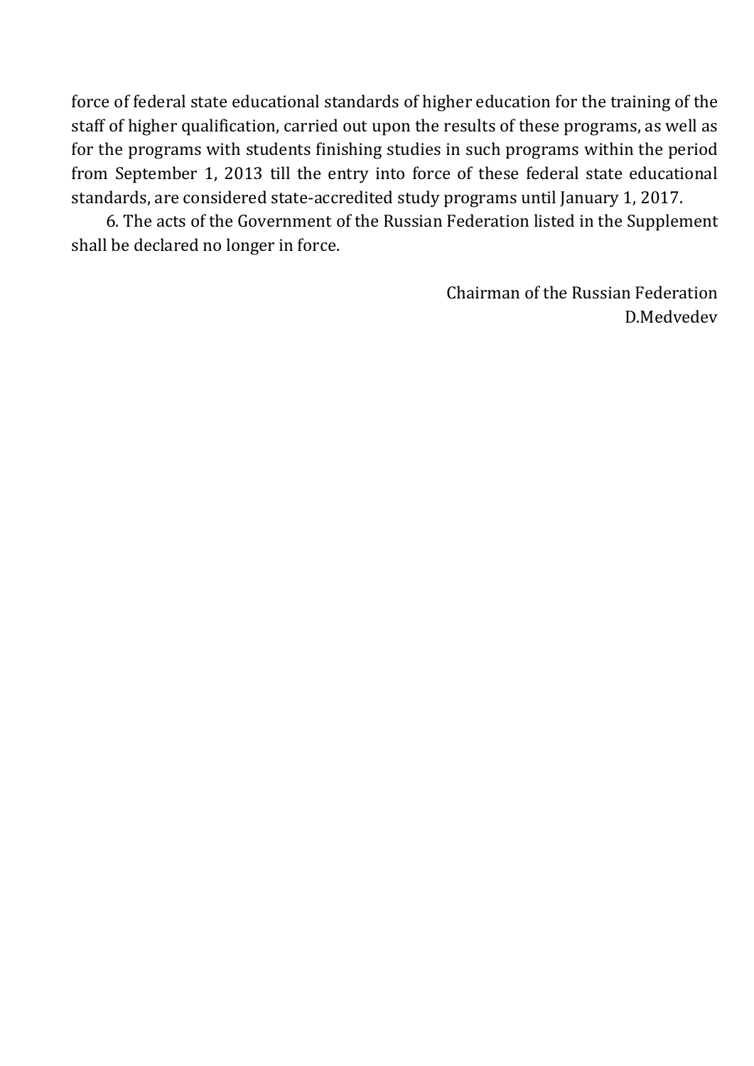force of federal state educational standards of higher education for the training of the staff of higher qualification, carried out upon the results of these programs, as well as for the programs with students finishing studies in such programs within the period from September 1, 2013 till the entry into force of these federal state educational standards, are considered state-accredited study programs until January 1, 2017.

6. The acts of the Government of the Russian Federation listed in the Supplement shall be declared no longer in force.

Chairman of the Russian Federation
D.Medvedev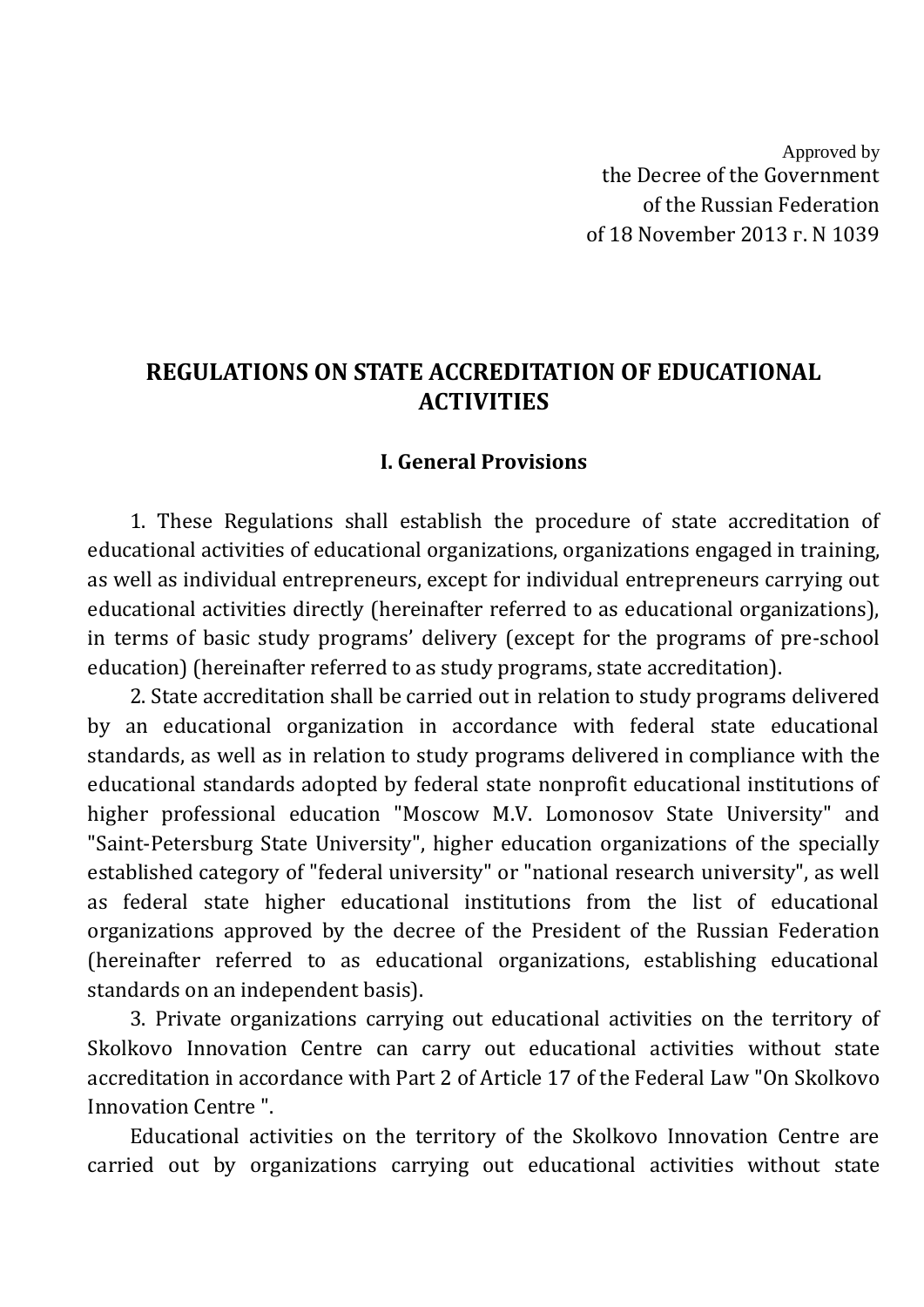Approved by
the Decree of the Government
of the Russian Federation
of 18 November 2013 г. N 1039

# REGULATIONS ON STATE ACCREDITATION OF EDUCATIONAL ACTIVITIES

## I. General Provisions

1. These Regulations shall establish the procedure of state accreditation of educational activities of educational organizations, organizations engaged in training, as well as individual entrepreneurs, except for individual entrepreneurs carrying out educational activities directly (hereinafter referred to as educational organizations), in terms of basic study programs' delivery (except for the programs of pre-school education) (hereinafter referred to as study programs, state accreditation).

2. State accreditation shall be carried out in relation to study programs delivered by an educational organization in accordance with federal state educational standards, as well as in relation to study programs delivered in compliance with the educational standards adopted by federal state nonprofit educational institutions of higher professional education "Moscow M.V. Lomonosov State University" and "Saint-Petersburg State University", higher education organizations of the specially established category of "federal university" or "national research university", as well as federal state higher educational institutions from the list of educational organizations approved by the decree of the President of the Russian Federation (hereinafter referred to as educational organizations, establishing educational standards on an independent basis).

3. Private organizations carrying out educational activities on the territory of Skolkovo Innovation Centre can carry out educational activities without state accreditation in accordance with Part 2 of Article 17 of the Federal Law "On Skolkovo Innovation Centre ".

Educational activities on the territory of the Skolkovo Innovation Centre are carried out by organizations carrying out educational activities without state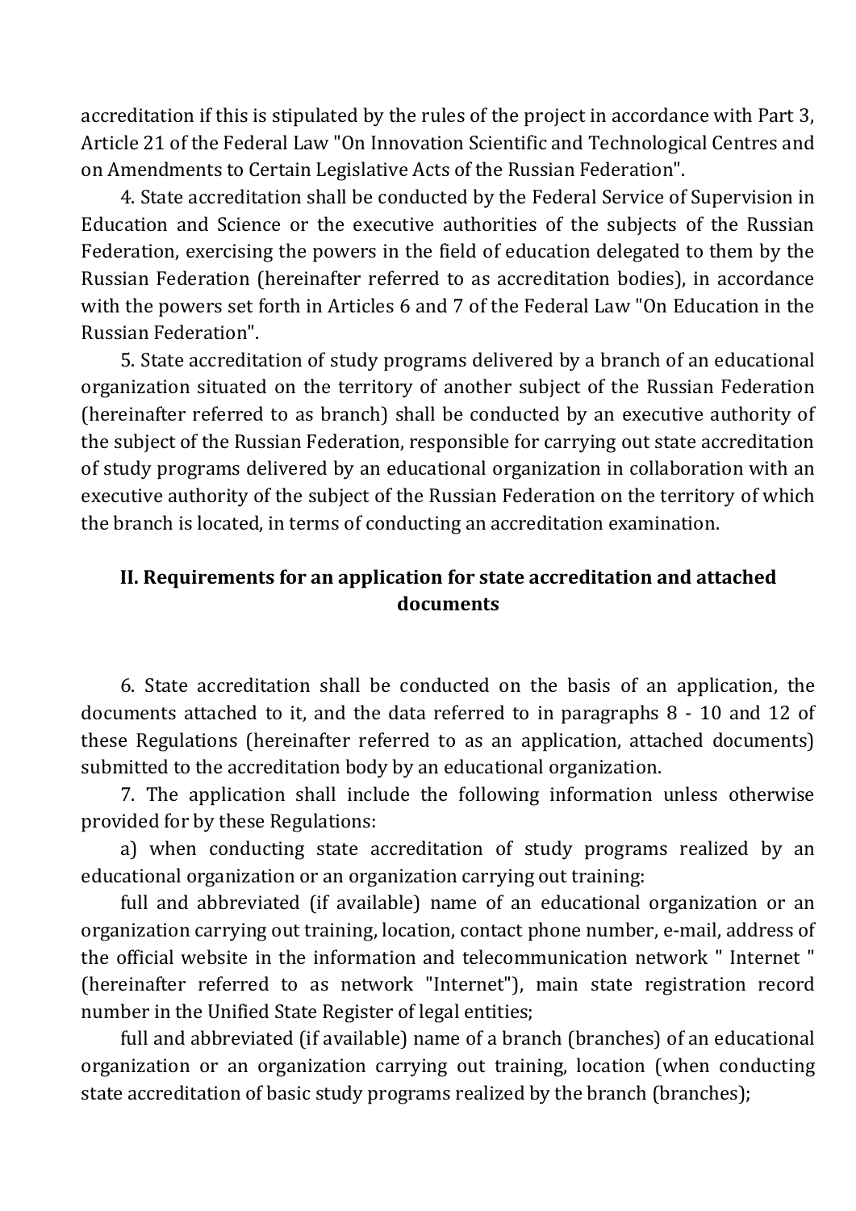accreditation if this is stipulated by the rules of the project in accordance with Part 3, Article 21 of the Federal Law "On Innovation Scientific and Technological Centres and on Amendments to Certain Legislative Acts of the Russian Federation".

4. State accreditation shall be conducted by the Federal Service of Supervision in Education and Science or the executive authorities of the subjects of the Russian Federation, exercising the powers in the field of education delegated to them by the Russian Federation (hereinafter referred to as accreditation bodies), in accordance with the powers set forth in Articles 6 and 7 of the Federal Law "On Education in the Russian Federation".

5. State accreditation of study programs delivered by a branch of an educational organization situated on the territory of another subject of the Russian Federation (hereinafter referred to as branch) shall be conducted by an executive authority of the subject of the Russian Federation, responsible for carrying out state accreditation of study programs delivered by an educational organization in collaboration with an executive authority of the subject of the Russian Federation on the territory of which the branch is located, in terms of conducting an accreditation examination.

## II. Requirements for an application for state accreditation and attached documents

6. State accreditation shall be conducted on the basis of an application, the documents attached to it, and the data referred to in paragraphs 8 - 10 and 12 of these Regulations (hereinafter referred to as an application, attached documents) submitted to the accreditation body by an educational organization.

7. The application shall include the following information unless otherwise provided for by these Regulations:

a) when conducting state accreditation of study programs realized by an educational organization or an organization carrying out training:

full and abbreviated (if available) name of an educational organization or an organization carrying out training, location, contact phone number, e-mail, address of the official website in the information and telecommunication network " Internet " (hereinafter referred to as network "Internet"), main state registration record number in the Unified State Register of legal entities;

full and abbreviated (if available) name of a branch (branches) of an educational organization or an organization carrying out training, location (when conducting state accreditation of basic study programs realized by the branch (branches);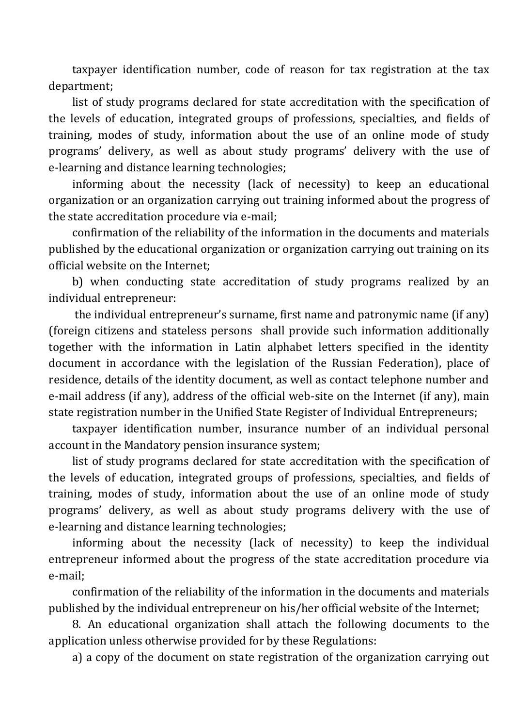taxpayer identification number, code of reason for tax registration at the tax department;

list of study programs declared for state accreditation with the specification of the levels of education, integrated groups of professions, specialties, and fields of training, modes of study, information about the use of an online mode of study programs' delivery, as well as about study programs' delivery with the use of e-learning and distance learning technologies;

informing about the necessity (lack of necessity) to keep an educational organization or an organization carrying out training informed about the progress of the state accreditation procedure via e-mail;

confirmation of the reliability of the information in the documents and materials published by the educational organization or organization carrying out training on its official website on the Internet;

b) when conducting state accreditation of study programs realized by an individual entrepreneur:

the individual entrepreneur's surname, first name and patronymic name (if any) (foreign citizens and stateless persons shall provide such information additionally together with the information in Latin alphabet letters specified in the identity document in accordance with the legislation of the Russian Federation), place of residence, details of the identity document, as well as contact telephone number and e-mail address (if any), address of the official web-site on the Internet (if any), main state registration number in the Unified State Register of Individual Entrepreneurs;

taxpayer identification number, insurance number of an individual personal account in the Mandatory pension insurance system;

list of study programs declared for state accreditation with the specification of the levels of education, integrated groups of professions, specialties, and fields of training, modes of study, information about the use of an online mode of study programs' delivery, as well as about study programs delivery with the use of e-learning and distance learning technologies;

informing about the necessity (lack of necessity) to keep the individual entrepreneur informed about the progress of the state accreditation procedure via e-mail;

confirmation of the reliability of the information in the documents and materials published by the individual entrepreneur on his/her official website of the Internet;

8. An educational organization shall attach the following documents to the application unless otherwise provided for by these Regulations:

a) a copy of the document on state registration of the organization carrying out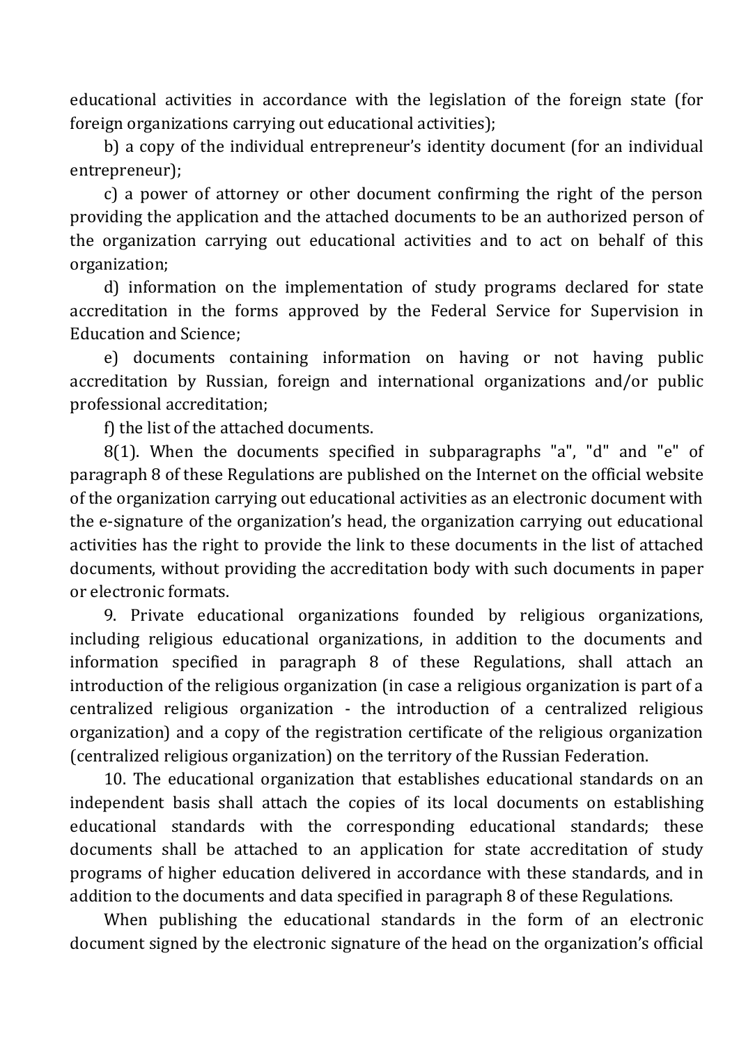educational activities in accordance with the legislation of the foreign state (for foreign organizations carrying out educational activities);

b) a copy of the individual entrepreneur's identity document (for an individual entrepreneur);

c) a power of attorney or other document confirming the right of the person providing the application and the attached documents to be an authorized person of the organization carrying out educational activities and to act on behalf of this organization;

d) information on the implementation of study programs declared for state accreditation in the forms approved by the Federal Service for Supervision in Education and Science;

e) documents containing information on having or not having public accreditation by Russian, foreign and international organizations and/or public professional accreditation;

f) the list of the attached documents.

8(1). When the documents specified in subparagraphs "a", "d" and "e" of paragraph 8 of these Regulations are published on the Internet on the official website of the organization carrying out educational activities as an electronic document with the e-signature of the organization's head, the organization carrying out educational activities has the right to provide the link to these documents in the list of attached documents, without providing the accreditation body with such documents in paper or electronic formats.

9. Private educational organizations founded by religious organizations, including religious educational organizations, in addition to the documents and information specified in paragraph 8 of these Regulations, shall attach an introduction of the religious organization (in case a religious organization is part of a centralized religious organization - the introduction of a centralized religious organization) and a copy of the registration certificate of the religious organization (centralized religious organization) on the territory of the Russian Federation.

10. The educational organization that establishes educational standards on an independent basis shall attach the copies of its local documents on establishing educational standards with the corresponding educational standards; these documents shall be attached to an application for state accreditation of study programs of higher education delivered in accordance with these standards, and in addition to the documents and data specified in paragraph 8 of these Regulations.

When publishing the educational standards in the form of an electronic document signed by the electronic signature of the head on the organization's official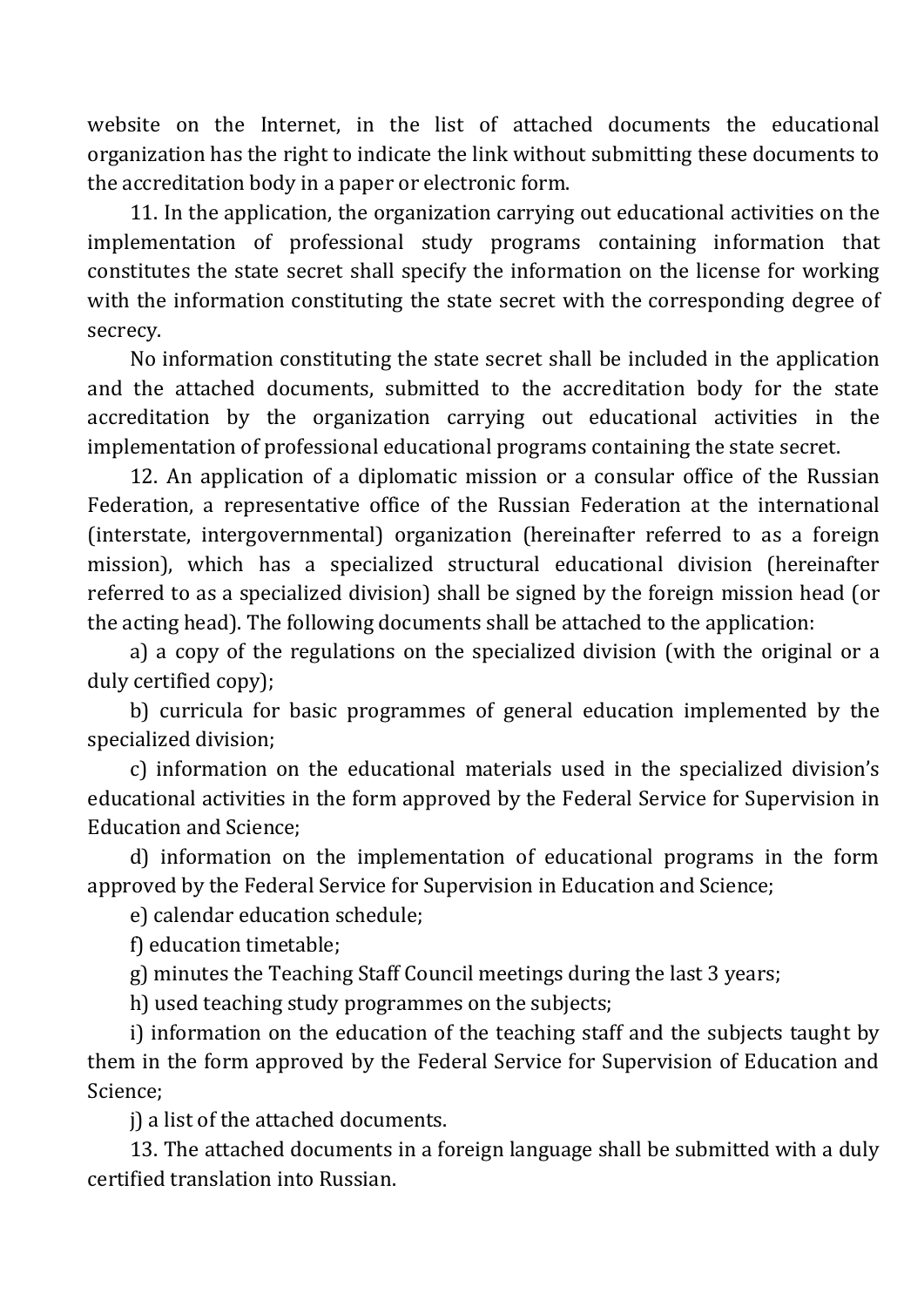website on the Internet, in the list of attached documents the educational organization has the right to indicate the link without submitting these documents to the accreditation body in a paper or electronic form.

11. In the application, the organization carrying out educational activities on the implementation of professional study programs containing information that constitutes the state secret shall specify the information on the license for working with the information constituting the state secret with the corresponding degree of secrecy.

No information constituting the state secret shall be included in the application and the attached documents, submitted to the accreditation body for the state accreditation by the organization carrying out educational activities in the implementation of professional educational programs containing the state secret.

12. An application of a diplomatic mission or a consular office of the Russian Federation, a representative office of the Russian Federation at the international (interstate, intergovernmental) organization (hereinafter referred to as a foreign mission), which has a specialized structural educational division (hereinafter referred to as a specialized division) shall be signed by the foreign mission head (or the acting head). The following documents shall be attached to the application:

a) a copy of the regulations on the specialized division (with the original or a duly certified copy);

b) curricula for basic programmes of general education implemented by the specialized division;

c) information on the educational materials used in the specialized division's educational activities in the form approved by the Federal Service for Supervision in Education and Science;

d) information on the implementation of educational programs in the form approved by the Federal Service for Supervision in Education and Science;

e) calendar education schedule;

f) education timetable;

g) minutes the Teaching Staff Council meetings during the last 3 years;

h) used teaching study programmes on the subjects;

i) information on the education of the teaching staff and the subjects taught by them in the form approved by the Federal Service for Supervision of Education and Science;

j) a list of the attached documents.

13. The attached documents in a foreign language shall be submitted with a duly certified translation into Russian.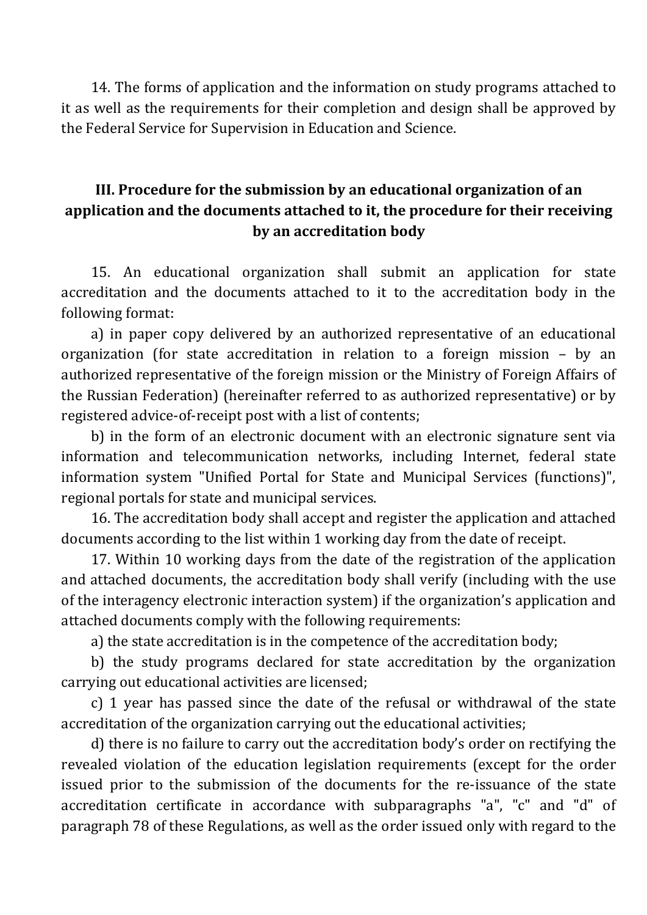14. The forms of application and the information on study programs attached to it as well as the requirements for their completion and design shall be approved by the Federal Service for Supervision in Education and Science.

## III. Procedure for the submission by an educational organization of an application and the documents attached to it, the procedure for their receiving by an accreditation body

15. An educational organization shall submit an application for state accreditation and the documents attached to it to the accreditation body in the following format:

a) in paper copy delivered by an authorized representative of an educational organization (for state accreditation in relation to a foreign mission – by an authorized representative of the foreign mission or the Ministry of Foreign Affairs of the Russian Federation) (hereinafter referred to as authorized representative) or by registered advice-of-receipt post with a list of contents;

b) in the form of an electronic document with an electronic signature sent via information and telecommunication networks, including Internet, federal state information system "Unified Portal for State and Municipal Services (functions)", regional portals for state and municipal services.

16. The accreditation body shall accept and register the application and attached documents according to the list within 1 working day from the date of receipt.

17. Within 10 working days from the date of the registration of the application and attached documents, the accreditation body shall verify (including with the use of the interagency electronic interaction system) if the organization's application and attached documents comply with the following requirements:

a) the state accreditation is in the competence of the accreditation body;

b) the study programs declared for state accreditation by the organization carrying out educational activities are licensed;

c) 1 year has passed since the date of the refusal or withdrawal of the state accreditation of the organization carrying out the educational activities;

d) there is no failure to carry out the accreditation body's order on rectifying the revealed violation of the education legislation requirements (except for the order issued prior to the submission of the documents for the re-issuance of the state accreditation certificate in accordance with subparagraphs "a", "c" and "d" of paragraph 78 of these Regulations, as well as the order issued only with regard to the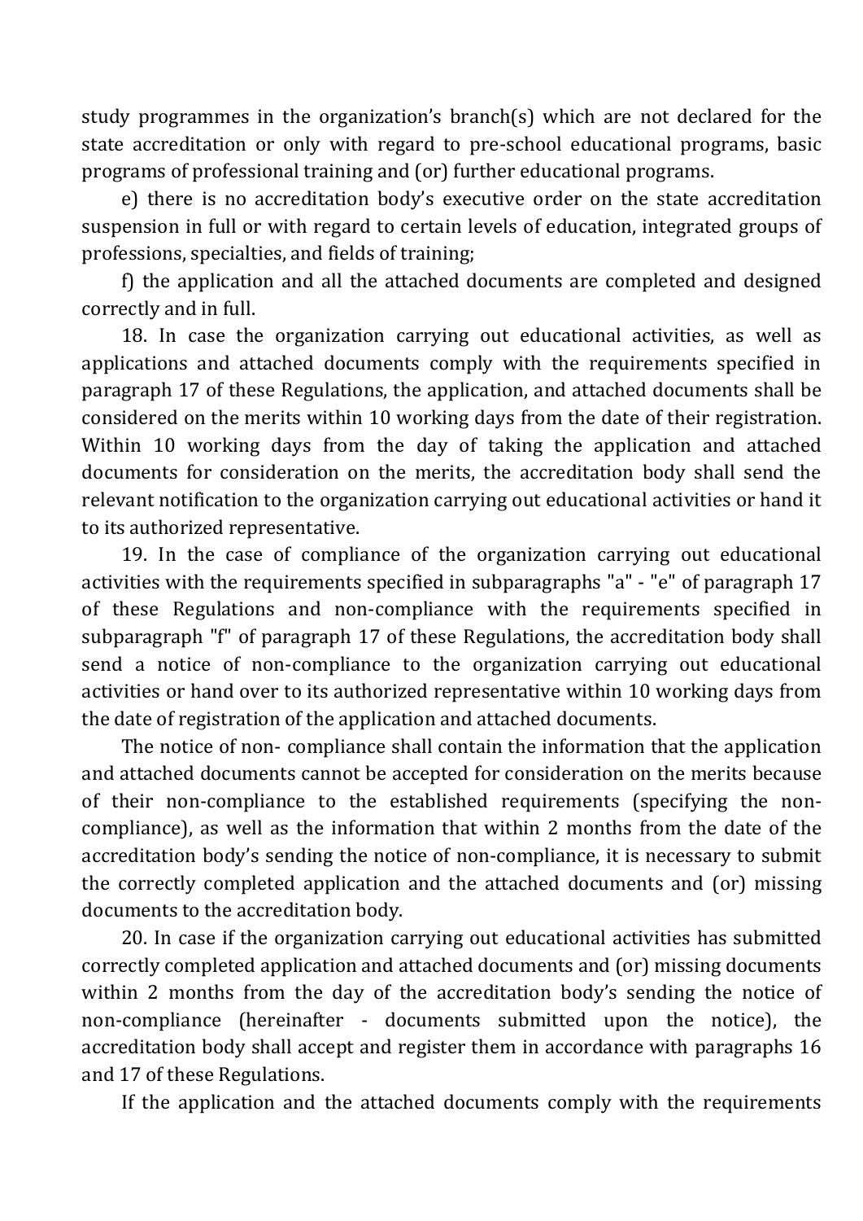study programmes in the organization's branch(s) which are not declared for the state accreditation or only with regard to pre-school educational programs, basic programs of professional training and (or) further educational programs.

e) there is no accreditation body's executive order on the state accreditation suspension in full or with regard to certain levels of education, integrated groups of professions, specialties, and fields of training;

f) the application and all the attached documents are completed and designed correctly and in full.

18. In case the organization carrying out educational activities, as well as applications and attached documents comply with the requirements specified in paragraph 17 of these Regulations, the application, and attached documents shall be considered on the merits within 10 working days from the date of their registration. Within 10 working days from the day of taking the application and attached documents for consideration on the merits, the accreditation body shall send the relevant notification to the organization carrying out educational activities or hand it to its authorized representative.

19. In the case of compliance of the organization carrying out educational activities with the requirements specified in subparagraphs "a" - "e" of paragraph 17 of these Regulations and non-compliance with the requirements specified in subparagraph "f" of paragraph 17 of these Regulations, the accreditation body shall send a notice of non-compliance to the organization carrying out educational activities or hand over to its authorized representative within 10 working days from the date of registration of the application and attached documents.

The notice of non- compliance shall contain the information that the application and attached documents cannot be accepted for consideration on the merits because of their non-compliance to the established requirements (specifying the non-compliance), as well as the information that within 2 months from the date of the accreditation body's sending the notice of non-compliance, it is necessary to submit the correctly completed application and the attached documents and (or) missing documents to the accreditation body.

20. In case if the organization carrying out educational activities has submitted correctly completed application and attached documents and (or) missing documents within 2 months from the day of the accreditation body's sending the notice of non-compliance (hereinafter - documents submitted upon the notice), the accreditation body shall accept and register them in accordance with paragraphs 16 and 17 of these Regulations.

If the application and the attached documents comply with the requirements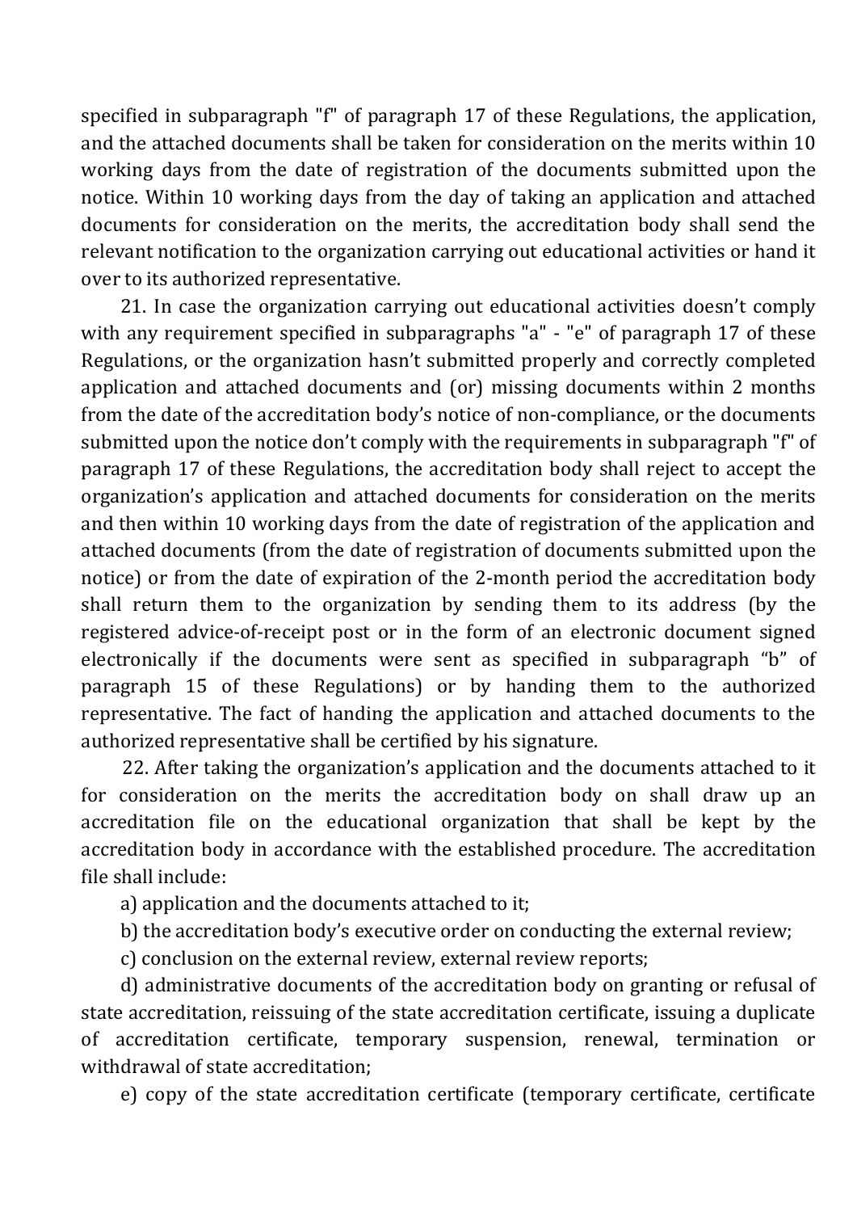specified in subparagraph "f" of paragraph 17 of these Regulations, the application, and the attached documents shall be taken for consideration on the merits within 10 working days from the date of registration of the documents submitted upon the notice. Within 10 working days from the day of taking an application and attached documents for consideration on the merits, the accreditation body shall send the relevant notification to the organization carrying out educational activities or hand it over to its authorized representative.

21. In case the organization carrying out educational activities doesn't comply with any requirement specified in subparagraphs "a" - "e" of paragraph 17 of these Regulations, or the organization hasn't submitted properly and correctly completed application and attached documents and (or) missing documents within 2 months from the date of the accreditation body's notice of non-compliance, or the documents submitted upon the notice don't comply with the requirements in subparagraph "f" of paragraph 17 of these Regulations, the accreditation body shall reject to accept the organization's application and attached documents for consideration on the merits and then within 10 working days from the date of registration of the application and attached documents (from the date of registration of documents submitted upon the notice) or from the date of expiration of the 2-month period the accreditation body shall return them to the organization by sending them to its address (by the registered advice-of-receipt post or in the form of an electronic document signed electronically if the documents were sent as specified in subparagraph "b" of paragraph 15 of these Regulations) or by handing them to the authorized representative. The fact of handing the application and attached documents to the authorized representative shall be certified by his signature.

22. After taking the organization's application and the documents attached to it for consideration on the merits the accreditation body on shall draw up an accreditation file on the educational organization that shall be kept by the accreditation body in accordance with the established procedure. The accreditation file shall include:

a) application and the documents attached to it;

b) the accreditation body's executive order on conducting the external review;

c) conclusion on the external review, external review reports;

d) administrative documents of the accreditation body on granting or refusal of state accreditation, reissuing of the state accreditation certificate, issuing a duplicate of accreditation certificate, temporary suspension, renewal, termination or withdrawal of state accreditation;

e) copy of the state accreditation certificate (temporary certificate, certificate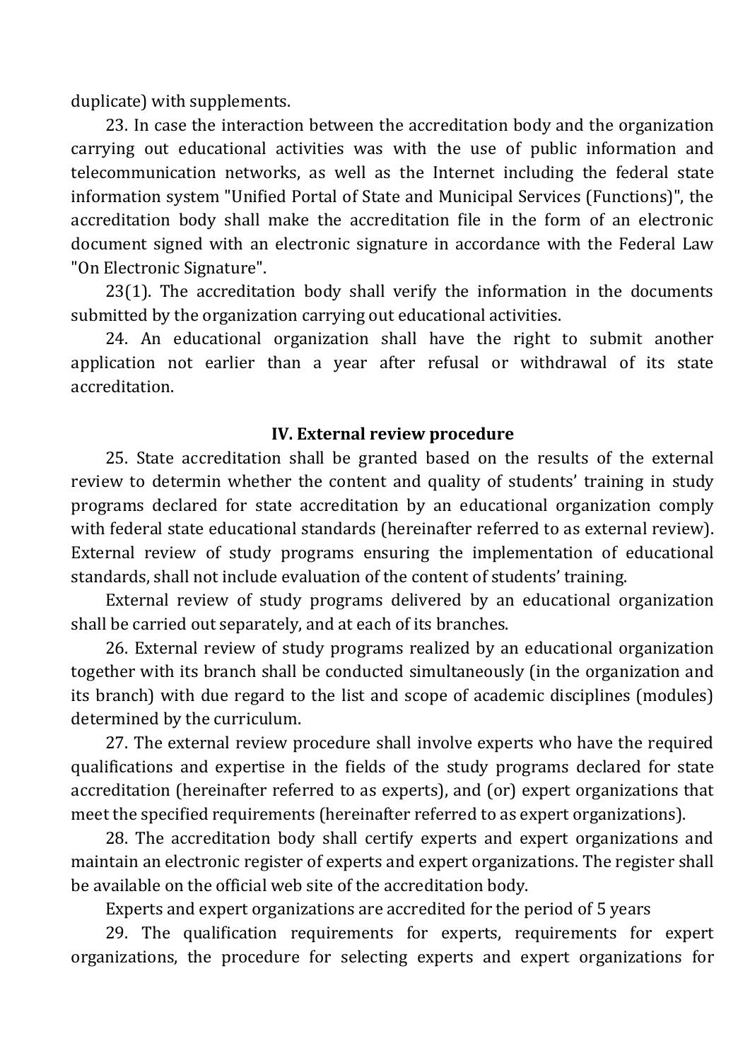duplicate) with supplements.

23. In case the interaction between the accreditation body and the organization carrying out educational activities was with the use of public information and telecommunication networks, as well as the Internet including the federal state information system "Unified Portal of State and Municipal Services (Functions)", the accreditation body shall make the accreditation file in the form of an electronic document signed with an electronic signature in accordance with the Federal Law "On Electronic Signature".

23(1). The accreditation body shall verify the information in the documents submitted by the organization carrying out educational activities.

24. An educational organization shall have the right to submit another application not earlier than a year after refusal or withdrawal of its state accreditation.

## IV. External review procedure

25. State accreditation shall be granted based on the results of the external review to determin whether the content and quality of students' training in study programs declared for state accreditation by an educational organization comply with federal state educational standards (hereinafter referred to as external review). External review of study programs ensuring the implementation of educational standards, shall not include evaluation of the content of students' training.

External review of study programs delivered by an educational organization shall be carried out separately, and at each of its branches.

26. External review of study programs realized by an educational organization together with its branch shall be conducted simultaneously (in the organization and its branch) with due regard to the list and scope of academic disciplines (modules) determined by the curriculum.

27. The external review procedure shall involve experts who have the required qualifications and expertise in the fields of the study programs declared for state accreditation (hereinafter referred to as experts), and (or) expert organizations that meet the specified requirements (hereinafter referred to as expert organizations).

28. The accreditation body shall certify experts and expert organizations and maintain an electronic register of experts and expert organizations. The register shall be available on the official web site of the accreditation body.

Experts and expert organizations are accredited for the period of 5 years

29. The qualification requirements for experts, requirements for expert organizations, the procedure for selecting experts and expert organizations for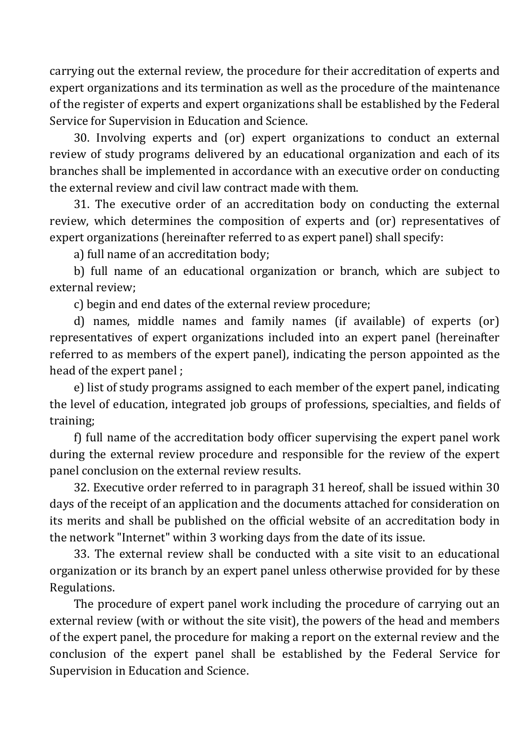carrying out the external review, the procedure for their accreditation of experts and expert organizations and its termination as well as the procedure of the maintenance of the register of experts and expert organizations shall be established by the Federal Service for Supervision in Education and Science.

30. Involving experts and (or) expert organizations to conduct an external review of study programs delivered by an educational organization and each of its branches shall be implemented in accordance with an executive order on conducting the external review and civil law contract made with them.

31. The executive order of an accreditation body on conducting the external review, which determines the composition of experts and (or) representatives of expert organizations (hereinafter referred to as expert panel) shall specify:

a) full name of an accreditation body;

b) full name of an educational organization or branch, which are subject to external review;

c) begin and end dates of the external review procedure;

d) names, middle names and family names (if available) of experts (or) representatives of expert organizations included into an expert panel (hereinafter referred to as members of the expert panel), indicating the person appointed as the head of the expert panel ;

e) list of study programs assigned to each member of the expert panel, indicating the level of education, integrated job groups of professions, specialties, and fields of training;

f) full name of the accreditation body officer supervising the expert panel work during the external review procedure and responsible for the review of the expert panel conclusion on the external review results.

32. Executive order referred to in paragraph 31 hereof, shall be issued within 30 days of the receipt of an application and the documents attached for consideration on its merits and shall be published on the official website of an accreditation body in the network "Internet" within 3 working days from the date of its issue.

33. The external review shall be conducted with a site visit to an educational organization or its branch by an expert panel unless otherwise provided for by these Regulations.

The procedure of expert panel work including the procedure of carrying out an external review (with or without the site visit), the powers of the head and members of the expert panel, the procedure for making a report on the external review and the conclusion of the expert panel shall be established by the Federal Service for Supervision in Education and Science.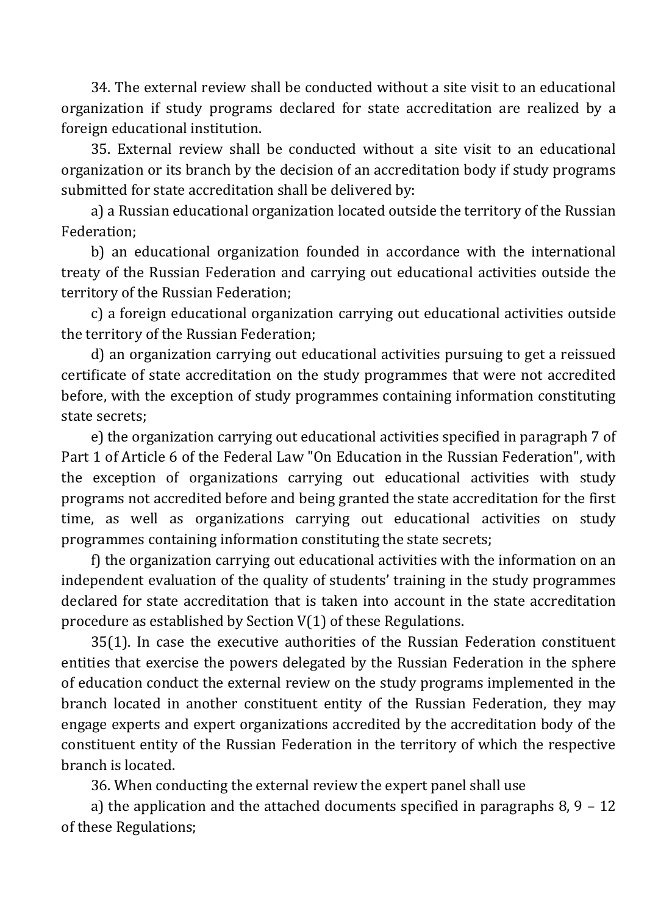34. The external review shall be conducted without a site visit to an educational organization if study programs declared for state accreditation are realized by a foreign educational institution.

35. External review shall be conducted without a site visit to an educational organization or its branch by the decision of an accreditation body if study programs submitted for state accreditation shall be delivered by:

a) a Russian educational organization located outside the territory of the Russian Federation;

b) an educational organization founded in accordance with the international treaty of the Russian Federation and carrying out educational activities outside the territory of the Russian Federation;

c) a foreign educational organization carrying out educational activities outside the territory of the Russian Federation;

d) an organization carrying out educational activities pursuing to get a reissued certificate of state accreditation on the study programmes that were not accredited before, with the exception of study programmes containing information constituting state secrets;

e) the organization carrying out educational activities specified in paragraph 7 of Part 1 of Article 6 of the Federal Law "On Education in the Russian Federation", with the exception of organizations carrying out educational activities with study programs not accredited before and being granted the state accreditation for the first time, as well as organizations carrying out educational activities on study programmes containing information constituting the state secrets;

f) the organization carrying out educational activities with the information on an independent evaluation of the quality of students' training in the study programmes declared for state accreditation that is taken into account in the state accreditation procedure as established by Section V(1) of these Regulations.

35(1). In case the executive authorities of the Russian Federation constituent entities that exercise the powers delegated by the Russian Federation in the sphere of education conduct the external review on the study programs implemented in the branch located in another constituent entity of the Russian Federation, they may engage experts and expert organizations accredited by the accreditation body of the constituent entity of the Russian Federation in the territory of which the respective branch is located.

36. When conducting the external review the expert panel shall use

a) the application and the attached documents specified in paragraphs 8, 9 – 12 of these Regulations;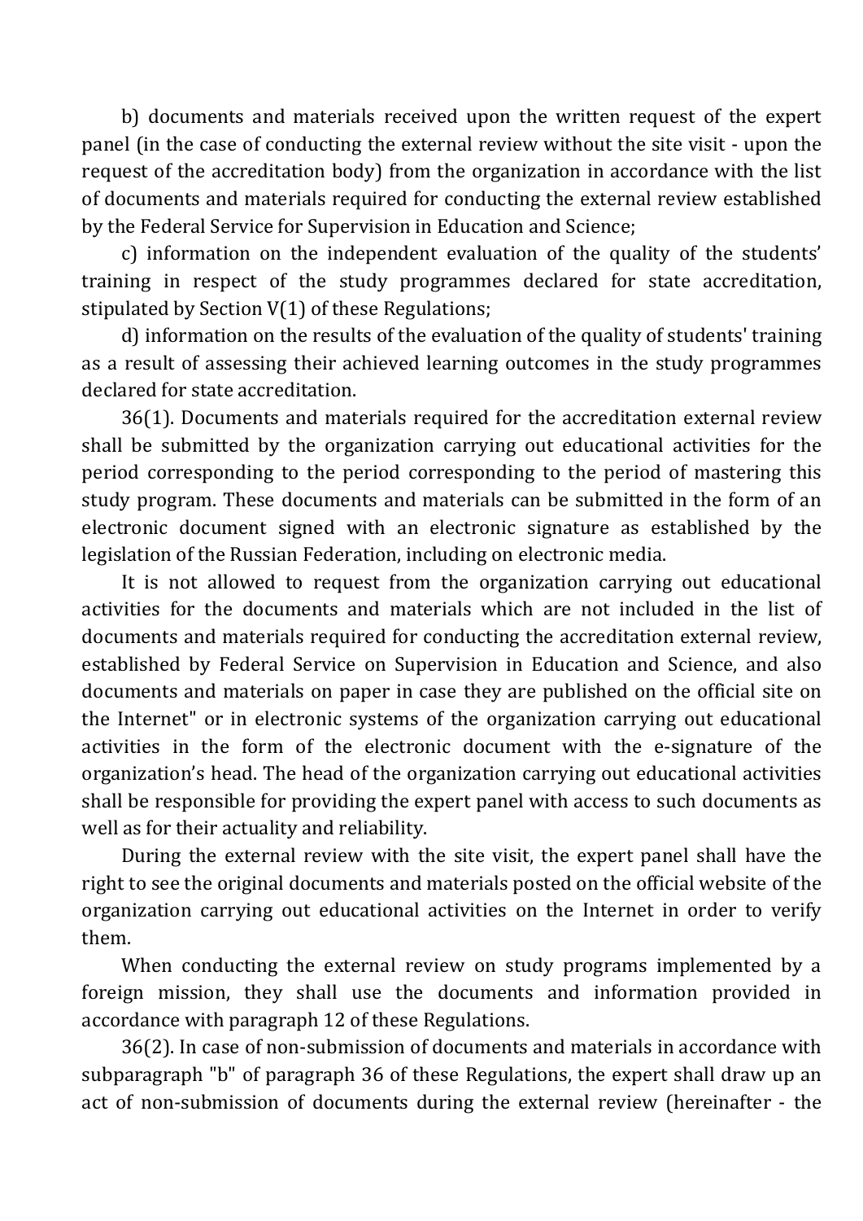b) documents and materials received upon the written request of the expert panel (in the case of conducting the external review without the site visit - upon the request of the accreditation body) from the organization in accordance with the list of documents and materials required for conducting the external review established by the Federal Service for Supervision in Education and Science;

c) information on the independent evaluation of the quality of the students' training in respect of the study programmes declared for state accreditation, stipulated by Section V(1) of these Regulations;

d) information on the results of the evaluation of the quality of students' training as a result of assessing their achieved learning outcomes in the study programmes declared for state accreditation.

36(1). Documents and materials required for the accreditation external review shall be submitted by the organization carrying out educational activities for the period corresponding to the period corresponding to the period of mastering this study program. These documents and materials can be submitted in the form of an electronic document signed with an electronic signature as established by the legislation of the Russian Federation, including on electronic media.

It is not allowed to request from the organization carrying out educational activities for the documents and materials which are not included in the list of documents and materials required for conducting the accreditation external review, established by Federal Service on Supervision in Education and Science, and also documents and materials on paper in case they are published on the official site on the Internet" or in electronic systems of the organization carrying out educational activities in the form of the electronic document with the e-signature of the organization's head. The head of the organization carrying out educational activities shall be responsible for providing the expert panel with access to such documents as well as for their actuality and reliability.

During the external review with the site visit, the expert panel shall have the right to see the original documents and materials posted on the official website of the organization carrying out educational activities on the Internet in order to verify them.

When conducting the external review on study programs implemented by a foreign mission, they shall use the documents and information provided in accordance with paragraph 12 of these Regulations.

36(2). In case of non-submission of documents and materials in accordance with subparagraph "b" of paragraph 36 of these Regulations, the expert shall draw up an act of non-submission of documents during the external review (hereinafter - the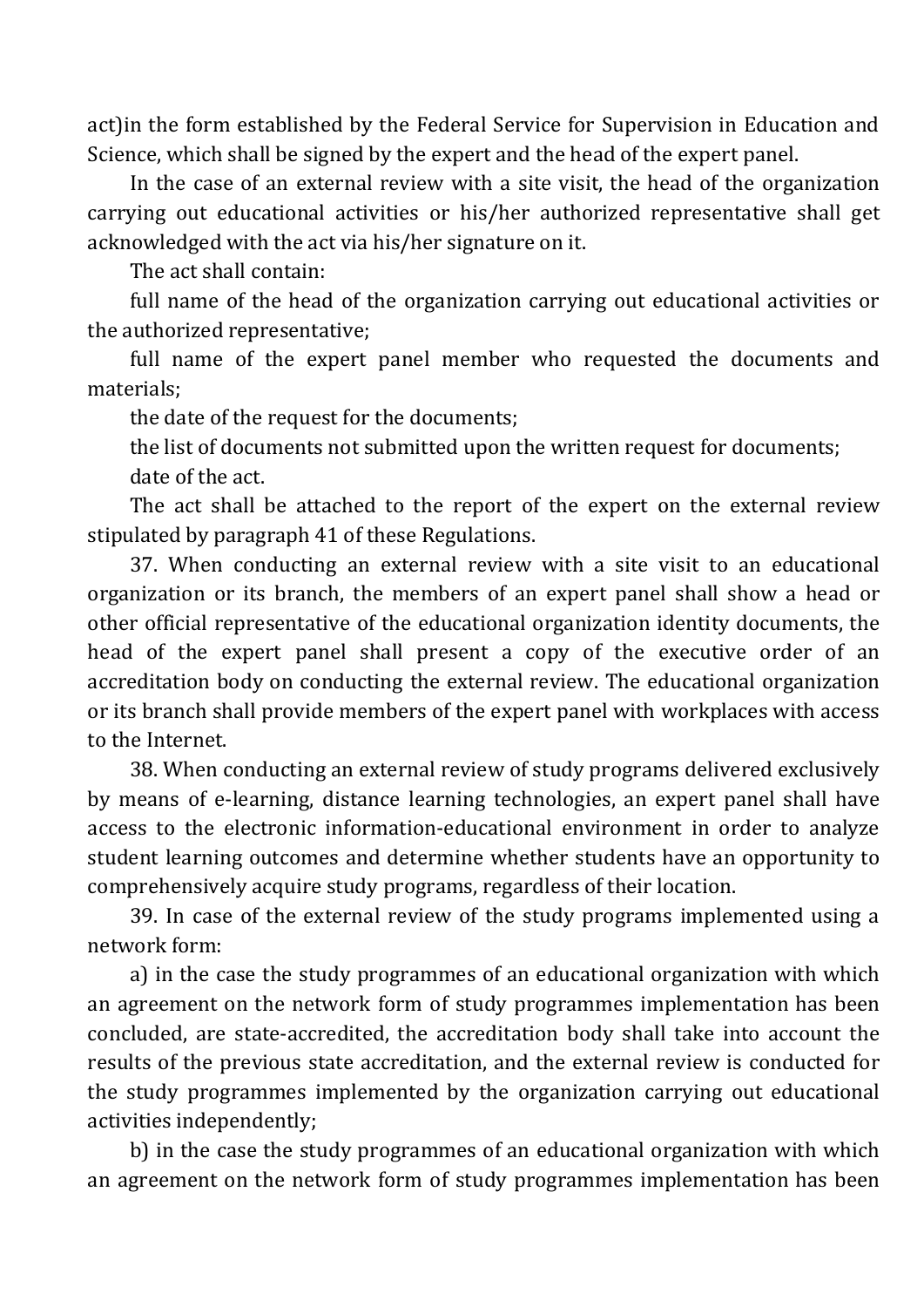act)in the form established by the Federal Service for Supervision in Education and Science, which shall be signed by the expert and the head of the expert panel.

In the case of an external review with a site visit, the head of the organization carrying out educational activities or his/her authorized representative shall get acknowledged with the act via his/her signature on it.

The act shall contain:

full name of the head of the organization carrying out educational activities or the authorized representative;

full name of the expert panel member who requested the documents and materials;

the date of the request for the documents;

the list of documents not submitted upon the written request for documents;

date of the act.

The act shall be attached to the report of the expert on the external review stipulated by paragraph 41 of these Regulations.

37. When conducting an external review with a site visit to an educational organization or its branch, the members of an expert panel shall show a head or other official representative of the educational organization identity documents, the head of the expert panel shall present a copy of the executive order of an accreditation body on conducting the external review. The educational organization or its branch shall provide members of the expert panel with workplaces with access to the Internet.

38. When conducting an external review of study programs delivered exclusively by means of e-learning, distance learning technologies, an expert panel shall have access to the electronic information-educational environment in order to analyze student learning outcomes and determine whether students have an opportunity to comprehensively acquire study programs, regardless of their location.

39. In case of the external review of the study programs implemented using a network form:

a) in the case the study programmes of an educational organization with which an agreement on the network form of study programmes implementation has been concluded, are state-accredited, the accreditation body shall take into account the results of the previous state accreditation, and the external review is conducted for the study programmes implemented by the organization carrying out educational activities independently;

b) in the case the study programmes of an educational organization with which an agreement on the network form of study programmes implementation has been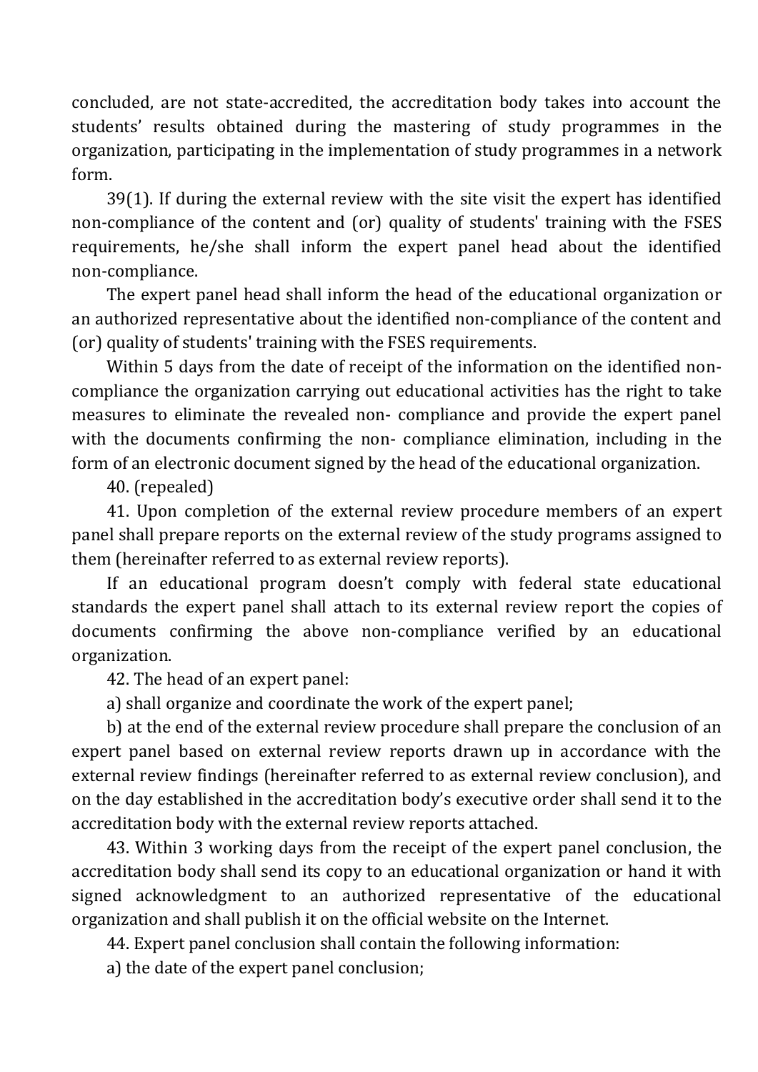concluded, are not state-accredited, the accreditation body takes into account the students' results obtained during the mastering of study programmes in the organization, participating in the implementation of study programmes in a network form.

39(1). If during the external review with the site visit the expert has identified non-compliance of the content and (or) quality of students' training with the FSES requirements, he/she shall inform the expert panel head about the identified non-compliance.

The expert panel head shall inform the head of the educational organization or an authorized representative about the identified non-compliance of the content and (or) quality of students' training with the FSES requirements.

Within 5 days from the date of receipt of the information on the identified non-compliance the organization carrying out educational activities has the right to take measures to eliminate the revealed non- compliance and provide the expert panel with the documents confirming the non- compliance elimination, including in the form of an electronic document signed by the head of the educational organization.

40. (repealed)

41. Upon completion of the external review procedure members of an expert panel shall prepare reports on the external review of the study programs assigned to them (hereinafter referred to as external review reports).

If an educational program doesn't comply with federal state educational standards the expert panel shall attach to its external review report the copies of documents confirming the above non-compliance verified by an educational organization.

42. The head of an expert panel:

a) shall organize and coordinate the work of the expert panel;

b) at the end of the external review procedure shall prepare the conclusion of an expert panel based on external review reports drawn up in accordance with the external review findings (hereinafter referred to as external review conclusion), and on the day established in the accreditation body's executive order shall send it to the accreditation body with the external review reports attached.

43. Within 3 working days from the receipt of the expert panel conclusion, the accreditation body shall send its copy to an educational organization or hand it with signed acknowledgment to an authorized representative of the educational organization and shall publish it on the official website on the Internet.

44. Expert panel conclusion shall contain the following information:

a) the date of the expert panel conclusion;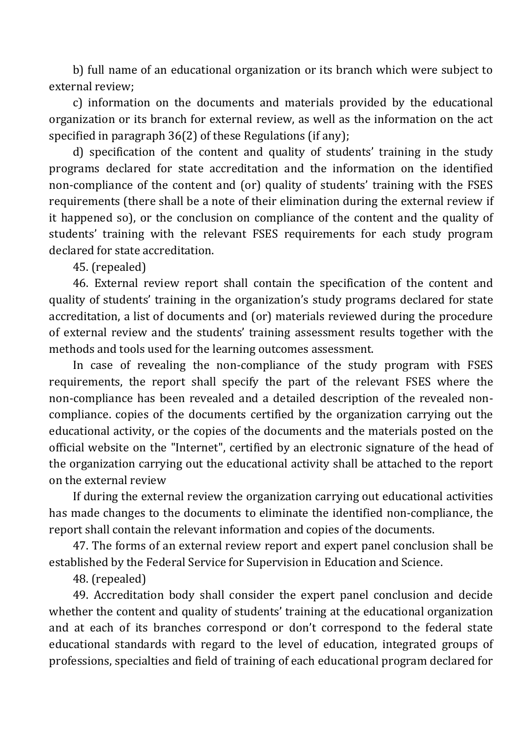b) full name of an educational organization or its branch which were subject to external review;

c) information on the documents and materials provided by the educational organization or its branch for external review, as well as the information on the act specified in paragraph 36(2) of these Regulations (if any);

d) specification of the content and quality of students' training in the study programs declared for state accreditation and the information on the identified non-compliance of the content and (or) quality of students' training with the FSES requirements (there shall be a note of their elimination during the external review if it happened so), or the conclusion on compliance of the content and the quality of students' training with the relevant FSES requirements for each study program declared for state accreditation.

45. (repealed)

46. External review report shall contain the specification of the content and quality of students' training in the organization's study programs declared for state accreditation, a list of documents and (or) materials reviewed during the procedure of external review and the students' training assessment results together with the methods and tools used for the learning outcomes assessment.

In case of revealing the non-compliance of the study program with FSES requirements, the report shall specify the part of the relevant FSES where the non-compliance has been revealed and a detailed description of the revealed non-compliance. copies of the documents certified by the organization carrying out the educational activity, or the copies of the documents and the materials posted on the official website on the "Internet", certified by an electronic signature of the head of the organization carrying out the educational activity shall be attached to the report on the external review

If during the external review the organization carrying out educational activities has made changes to the documents to eliminate the identified non-compliance, the report shall contain the relevant information and copies of the documents.

47. The forms of an external review report and expert panel conclusion shall be established by the Federal Service for Supervision in Education and Science.

48. (repealed)

49. Accreditation body shall consider the expert panel conclusion and decide whether the content and quality of students' training at the educational organization and at each of its branches correspond or don't correspond to the federal state educational standards with regard to the level of education, integrated groups of professions, specialties and field of training of each educational program declared for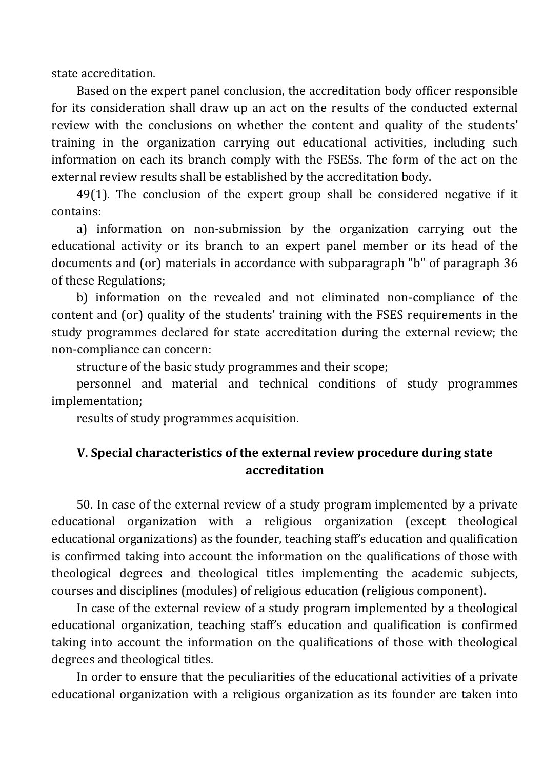state accreditation.

Based on the expert panel conclusion, the accreditation body officer responsible for its consideration shall draw up an act on the results of the conducted external review with the conclusions on whether the content and quality of the students' training in the organization carrying out educational activities, including such information on each its branch comply with the FSESs. The form of the act on the external review results shall be established by the accreditation body.

49(1). The conclusion of the expert group shall be considered negative if it contains:

a) information on non-submission by the organization carrying out the educational activity or its branch to an expert panel member or its head of the documents and (or) materials in accordance with subparagraph "b" of paragraph 36 of these Regulations;

b) information on the revealed and not eliminated non-compliance of the content and (or) quality of the students' training with the FSES requirements in the study programmes declared for state accreditation during the external review; the non-compliance can concern:

structure of the basic study programmes and their scope;

personnel and material and technical conditions of study programmes implementation;

results of study programmes acquisition.

## V. Special characteristics of the external review procedure during state accreditation

50. In case of the external review of a study program implemented by a private educational organization with a religious organization (except theological educational organizations) as the founder, teaching staff's education and qualification is confirmed taking into account the information on the qualifications of those with theological degrees and theological titles implementing the academic subjects, courses and disciplines (modules) of religious education (religious component).

In case of the external review of a study program implemented by a theological educational organization, teaching staff's education and qualification is confirmed taking into account the information on the qualifications of those with theological degrees and theological titles.

In order to ensure that the peculiarities of the educational activities of a private educational organization with a religious organization as its founder are taken into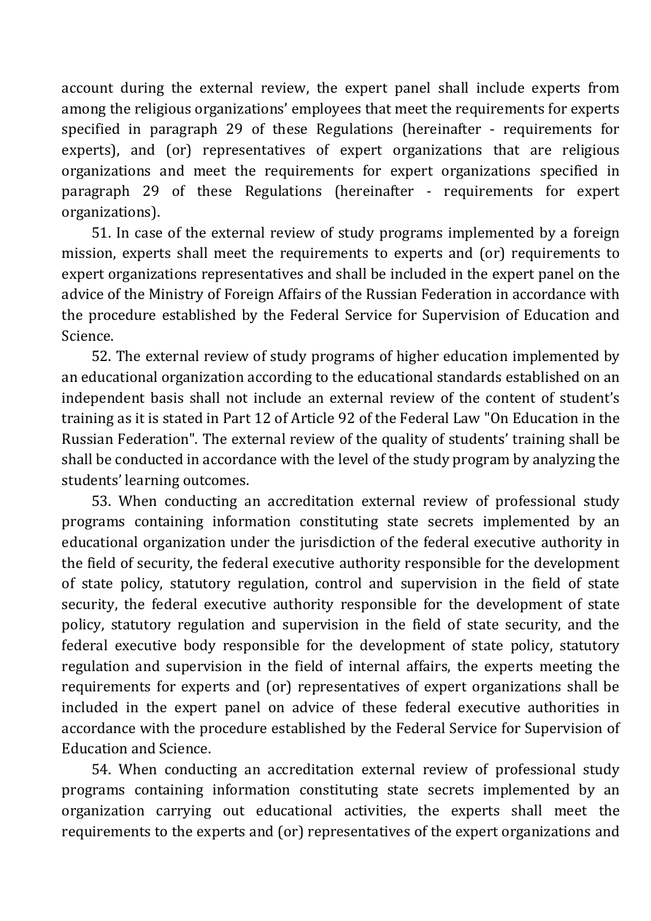account during the external review, the expert panel shall include experts from among the religious organizations' employees that meet the requirements for experts specified in paragraph 29 of these Regulations (hereinafter - requirements for experts), and (or) representatives of expert organizations that are religious organizations and meet the requirements for expert organizations specified in paragraph 29 of these Regulations (hereinafter - requirements for expert organizations).

51. In case of the external review of study programs implemented by a foreign mission, experts shall meet the requirements to experts and (or) requirements to expert organizations representatives and shall be included in the expert panel on the advice of the Ministry of Foreign Affairs of the Russian Federation in accordance with the procedure established by the Federal Service for Supervision of Education and Science.

52. The external review of study programs of higher education implemented by an educational organization according to the educational standards established on an independent basis shall not include an external review of the content of student's training as it is stated in Part 12 of Article 92 of the Federal Law "On Education in the Russian Federation". The external review of the quality of students' training shall be shall be conducted in accordance with the level of the study program by analyzing the students' learning outcomes.

53. When conducting an accreditation external review of professional study programs containing information constituting state secrets implemented by an educational organization under the jurisdiction of the federal executive authority in the field of security, the federal executive authority responsible for the development of state policy, statutory regulation, control and supervision in the field of state security, the federal executive authority responsible for the development of state policy, statutory regulation and supervision in the field of state security, and the federal executive body responsible for the development of state policy, statutory regulation and supervision in the field of internal affairs, the experts meeting the requirements for experts and (or) representatives of expert organizations shall be included in the expert panel on advice of these federal executive authorities in accordance with the procedure established by the Federal Service for Supervision of Education and Science.

54. When conducting an accreditation external review of professional study programs containing information constituting state secrets implemented by an organization carrying out educational activities, the experts shall meet the requirements to the experts and (or) representatives of the expert organizations and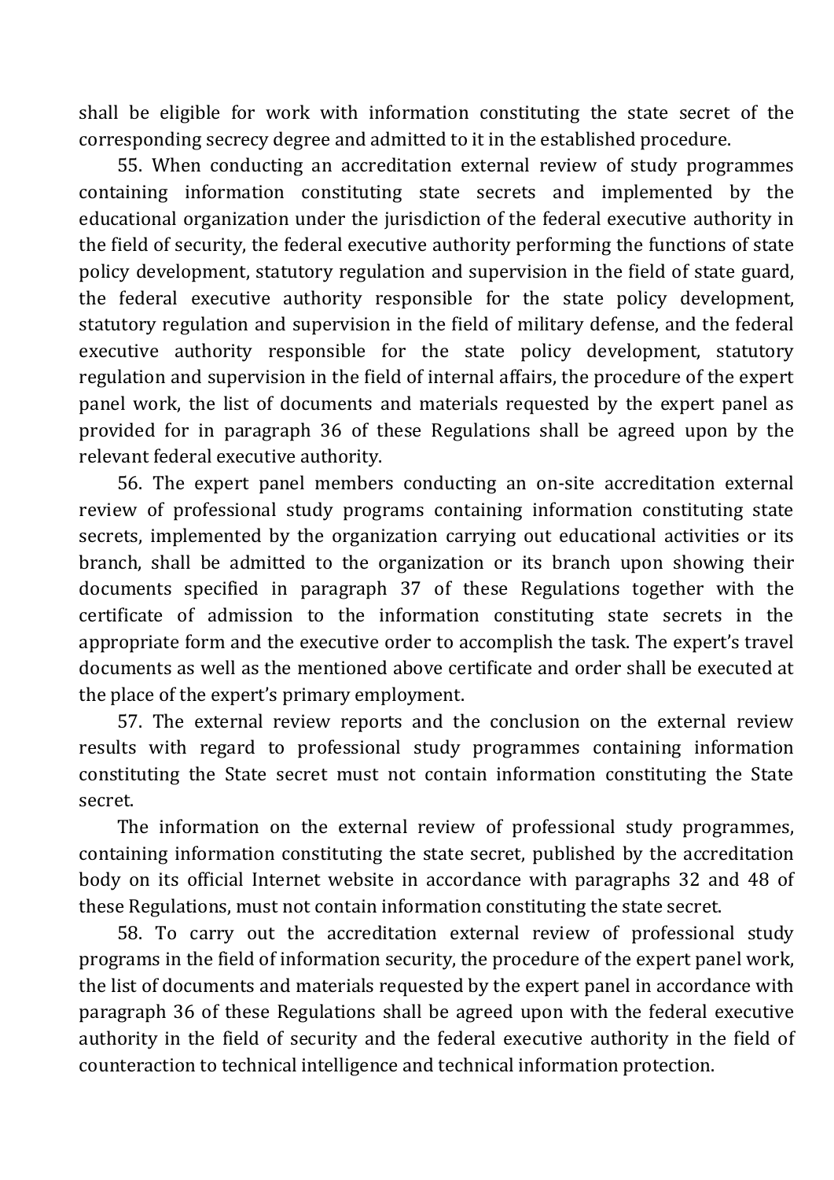shall be eligible for work with information constituting the state secret of the corresponding secrecy degree and admitted to it in the established procedure.

55. When conducting an accreditation external review of study programmes containing information constituting state secrets and implemented by the educational organization under the jurisdiction of the federal executive authority in the field of security, the federal executive authority performing the functions of state policy development, statutory regulation and supervision in the field of state guard, the federal executive authority responsible for the state policy development, statutory regulation and supervision in the field of military defense, and the federal executive authority responsible for the state policy development, statutory regulation and supervision in the field of internal affairs, the procedure of the expert panel work, the list of documents and materials requested by the expert panel as provided for in paragraph 36 of these Regulations shall be agreed upon by the relevant federal executive authority.

56. The expert panel members conducting an on-site accreditation external review of professional study programs containing information constituting state secrets, implemented by the organization carrying out educational activities or its branch, shall be admitted to the organization or its branch upon showing their documents specified in paragraph 37 of these Regulations together with the certificate of admission to the information constituting state secrets in the appropriate form and the executive order to accomplish the task. The expert's travel documents as well as the mentioned above certificate and order shall be executed at the place of the expert's primary employment.

57. The external review reports and the conclusion on the external review results with regard to professional study programmes containing information constituting the State secret must not contain information constituting the State secret.

The information on the external review of professional study programmes, containing information constituting the state secret, published by the accreditation body on its official Internet website in accordance with paragraphs 32 and 48 of these Regulations, must not contain information constituting the state secret.

58. To carry out the accreditation external review of professional study programs in the field of information security, the procedure of the expert panel work, the list of documents and materials requested by the expert panel in accordance with paragraph 36 of these Regulations shall be agreed upon with the federal executive authority in the field of security and the federal executive authority in the field of counteraction to technical intelligence and technical information protection.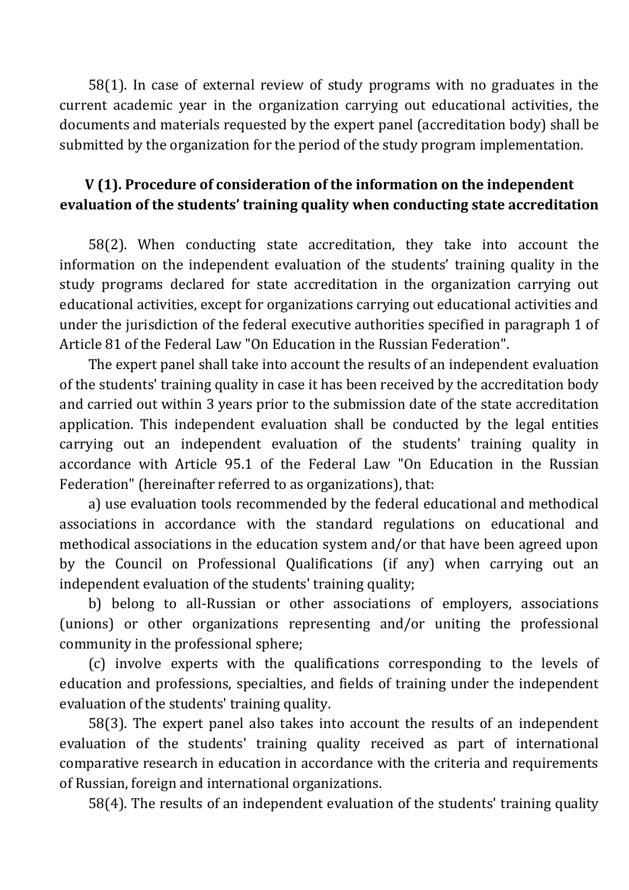58(1). In case of external review of study programs with no graduates in the current academic year in the organization carrying out educational activities, the documents and materials requested by the expert panel (accreditation body) shall be submitted by the organization for the period of the study program implementation.

## V (1). Procedure of consideration of the information on the independent evaluation of the students' training quality when conducting state accreditation

58(2). When conducting state accreditation, they take into account the information on the independent evaluation of the students' training quality in the study programs declared for state accreditation in the organization carrying out educational activities, except for organizations carrying out educational activities and under the jurisdiction of the federal executive authorities specified in paragraph 1 of Article 81 of the Federal Law "On Education in the Russian Federation".

The expert panel shall take into account the results of an independent evaluation of the students' training quality in case it has been received by the accreditation body and carried out within 3 years prior to the submission date of the state accreditation application. This independent evaluation shall be conducted by the legal entities carrying out an independent evaluation of the students' training quality in accordance with Article 95.1 of the Federal Law "On Education in the Russian Federation" (hereinafter referred to as organizations), that:

a) use evaluation tools recommended by the federal educational and methodical associations in accordance with the standard regulations on educational and methodical associations in the education system and/or that have been agreed upon by the Council on Professional Qualifications (if any) when carrying out an independent evaluation of the students' training quality;

b) belong to all-Russian or other associations of employers, associations (unions) or other organizations representing and/or uniting the professional community in the professional sphere;

(c) involve experts with the qualifications corresponding to the levels of education and professions, specialties, and fields of training under the independent evaluation of the students' training quality.

58(3). The expert panel also takes into account the results of an independent evaluation of the students' training quality received as part of international comparative research in education in accordance with the criteria and requirements of Russian, foreign and international organizations.

58(4). The results of an independent evaluation of the students' training quality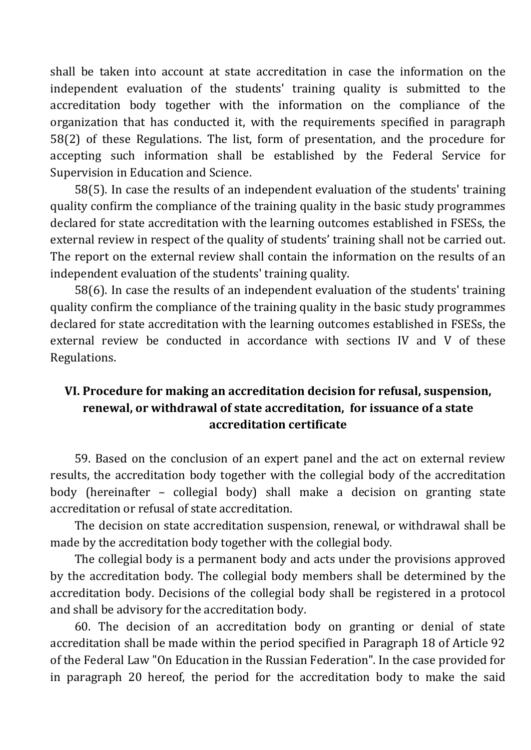shall be taken into account at state accreditation in case the information on the independent evaluation of the students' training quality is submitted to the accreditation body together with the information on the compliance of the organization that has conducted it, with the requirements specified in paragraph 58(2) of these Regulations. The list, form of presentation, and the procedure for accepting such information shall be established by the Federal Service for Supervision in Education and Science.

58(5). In case the results of an independent evaluation of the students' training quality confirm the compliance of the training quality in the basic study programmes declared for state accreditation with the learning outcomes established in FSESs, the external review in respect of the quality of students' training shall not be carried out. The report on the external review shall contain the information on the results of an independent evaluation of the students' training quality.

58(6). In case the results of an independent evaluation of the students' training quality confirm the compliance of the training quality in the basic study programmes declared for state accreditation with the learning outcomes established in FSESs, the external review be conducted in accordance with sections IV and V of these Regulations.

## VI. Procedure for making an accreditation decision for refusal, suspension, renewal, or withdrawal of state accreditation, for issuance of a state accreditation certificate

59. Based on the conclusion of an expert panel and the act on external review results, the accreditation body together with the collegial body of the accreditation body (hereinafter – collegial body) shall make a decision on granting state accreditation or refusal of state accreditation.

The decision on state accreditation suspension, renewal, or withdrawal shall be made by the accreditation body together with the collegial body.

The collegial body is a permanent body and acts under the provisions approved by the accreditation body. The collegial body members shall be determined by the accreditation body. Decisions of the collegial body shall be registered in a protocol and shall be advisory for the accreditation body.

60. The decision of an accreditation body on granting or denial of state accreditation shall be made within the period specified in Paragraph 18 of Article 92 of the Federal Law "On Education in the Russian Federation". In the case provided for in paragraph 20 hereof, the period for the accreditation body to make the said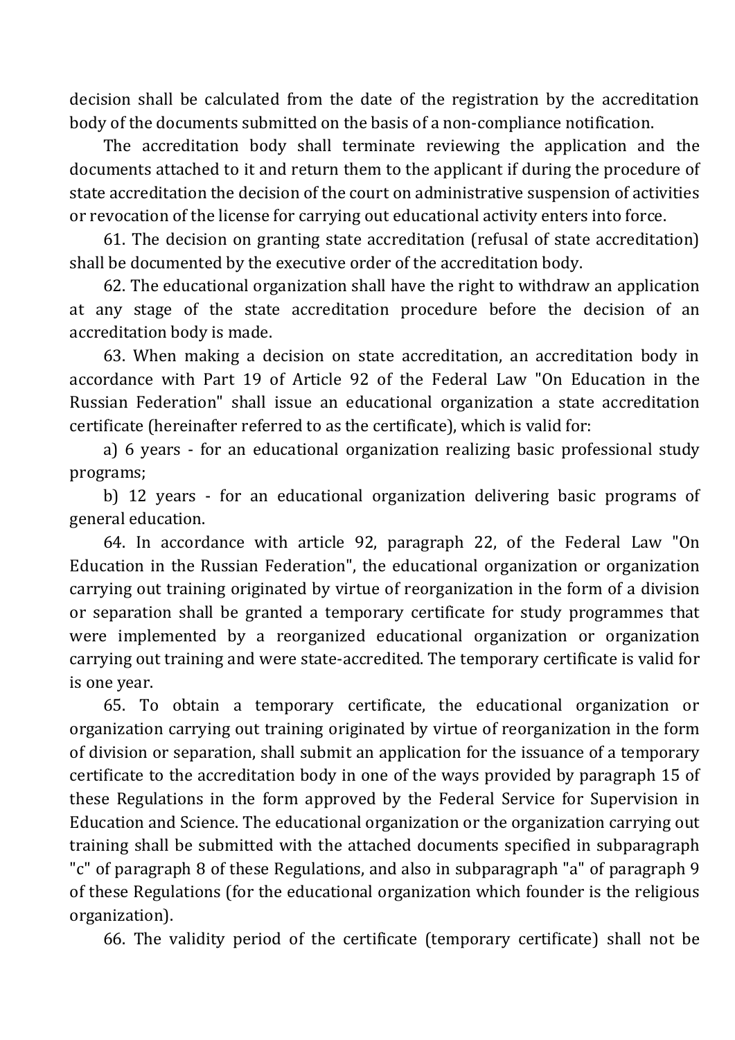decision shall be calculated from the date of the registration by the accreditation body of the documents submitted on the basis of a non-compliance notification.

The accreditation body shall terminate reviewing the application and the documents attached to it and return them to the applicant if during the procedure of state accreditation the decision of the court on administrative suspension of activities or revocation of the license for carrying out educational activity enters into force.

61. The decision on granting state accreditation (refusal of state accreditation) shall be documented by the executive order of the accreditation body.

62. The educational organization shall have the right to withdraw an application at any stage of the state accreditation procedure before the decision of an accreditation body is made.

63. When making a decision on state accreditation, an accreditation body in accordance with Part 19 of Article 92 of the Federal Law "On Education in the Russian Federation" shall issue an educational organization a state accreditation certificate (hereinafter referred to as the certificate), which is valid for:

a) 6 years - for an educational organization realizing basic professional study programs;

b) 12 years - for an educational organization delivering basic programs of general education.

64. In accordance with article 92, paragraph 22, of the Federal Law "On Education in the Russian Federation", the educational organization or organization carrying out training originated by virtue of reorganization in the form of a division or separation shall be granted a temporary certificate for study programmes that were implemented by a reorganized educational organization or organization carrying out training and were state-accredited. The temporary certificate is valid for is one year.

65. To obtain a temporary certificate, the educational organization or organization carrying out training originated by virtue of reorganization in the form of division or separation, shall submit an application for the issuance of a temporary certificate to the accreditation body in one of the ways provided by paragraph 15 of these Regulations in the form approved by the Federal Service for Supervision in Education and Science. The educational organization or the organization carrying out training shall be submitted with the attached documents specified in subparagraph "c" of paragraph 8 of these Regulations, and also in subparagraph "a" of paragraph 9 of these Regulations (for the educational organization which founder is the religious organization).

66. The validity period of the certificate (temporary certificate) shall not be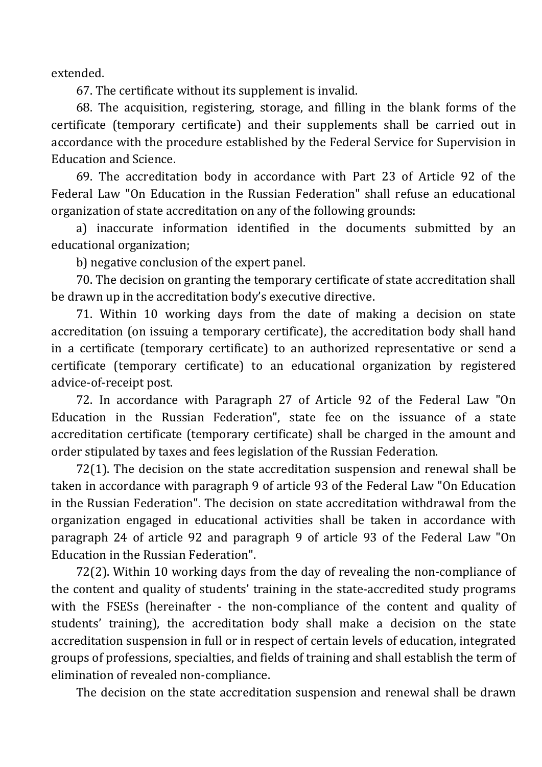extended.

67. The certificate without its supplement is invalid.

68. The acquisition, registering, storage, and filling in the blank forms of the certificate (temporary certificate) and their supplements shall be carried out in accordance with the procedure established by the Federal Service for Supervision in Education and Science.

69. The accreditation body in accordance with Part 23 of Article 92 of the Federal Law "On Education in the Russian Federation" shall refuse an educational organization of state accreditation on any of the following grounds:

a) inaccurate information identified in the documents submitted by an educational organization;

b) negative conclusion of the expert panel.

70. The decision on granting the temporary certificate of state accreditation shall be drawn up in the accreditation body's executive directive.

71. Within 10 working days from the date of making a decision on state accreditation (on issuing a temporary certificate), the accreditation body shall hand in a certificate (temporary certificate) to an authorized representative or send a certificate (temporary certificate) to an educational organization by registered advice-of-receipt post.

72. In accordance with Paragraph 27 of Article 92 of the Federal Law "On Education in the Russian Federation", state fee on the issuance of a state accreditation certificate (temporary certificate) shall be charged in the amount and order stipulated by taxes and fees legislation of the Russian Federation.

72(1). The decision on the state accreditation suspension and renewal shall be taken in accordance with paragraph 9 of article 93 of the Federal Law "On Education in the Russian Federation". The decision on state accreditation withdrawal from the organization engaged in educational activities shall be taken in accordance with paragraph 24 of article 92 and paragraph 9 of article 93 of the Federal Law "On Education in the Russian Federation".

72(2). Within 10 working days from the day of revealing the non-compliance of the content and quality of students' training in the state-accredited study programs with the FSESs (hereinafter - the non-compliance of the content and quality of students' training), the accreditation body shall make a decision on the state accreditation suspension in full or in respect of certain levels of education, integrated groups of professions, specialties, and fields of training and shall establish the term of elimination of revealed non-compliance.

The decision on the state accreditation suspension and renewal shall be drawn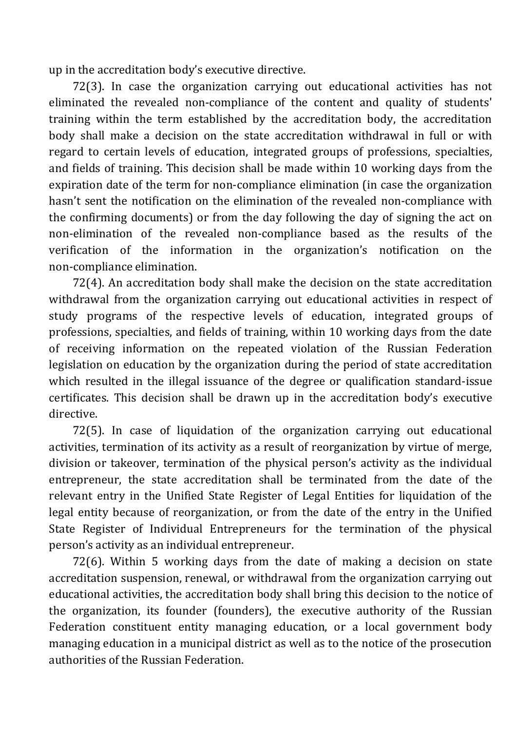up in the accreditation body's executive directive.

72(3). In case the organization carrying out educational activities has not eliminated the revealed non-compliance of the content and quality of students' training within the term established by the accreditation body, the accreditation body shall make a decision on the state accreditation withdrawal in full or with regard to certain levels of education, integrated groups of professions, specialties, and fields of training. This decision shall be made within 10 working days from the expiration date of the term for non-compliance elimination (in case the organization hasn't sent the notification on the elimination of the revealed non-compliance with the confirming documents) or from the day following the day of signing the act on non-elimination of the revealed non-compliance based as the results of the verification of the information in the organization's notification on the non-compliance elimination.

72(4). An accreditation body shall make the decision on the state accreditation withdrawal from the organization carrying out educational activities in respect of study programs of the respective levels of education, integrated groups of professions, specialties, and fields of training, within 10 working days from the date of receiving information on the repeated violation of the Russian Federation legislation on education by the organization during the period of state accreditation which resulted in the illegal issuance of the degree or qualification standard-issue certificates. This decision shall be drawn up in the accreditation body's executive directive.

72(5). In case of liquidation of the organization carrying out educational activities, termination of its activity as a result of reorganization by virtue of merge, division or takeover, termination of the physical person's activity as the individual entrepreneur, the state accreditation shall be terminated from the date of the relevant entry in the Unified State Register of Legal Entities for liquidation of the legal entity because of reorganization, or from the date of the entry in the Unified State Register of Individual Entrepreneurs for the termination of the physical person's activity as an individual entrepreneur.

72(6). Within 5 working days from the date of making a decision on state accreditation suspension, renewal, or withdrawal from the organization carrying out educational activities, the accreditation body shall bring this decision to the notice of the organization, its founder (founders), the executive authority of the Russian Federation constituent entity managing education, or a local government body managing education in a municipal district as well as to the notice of the prosecution authorities of the Russian Federation.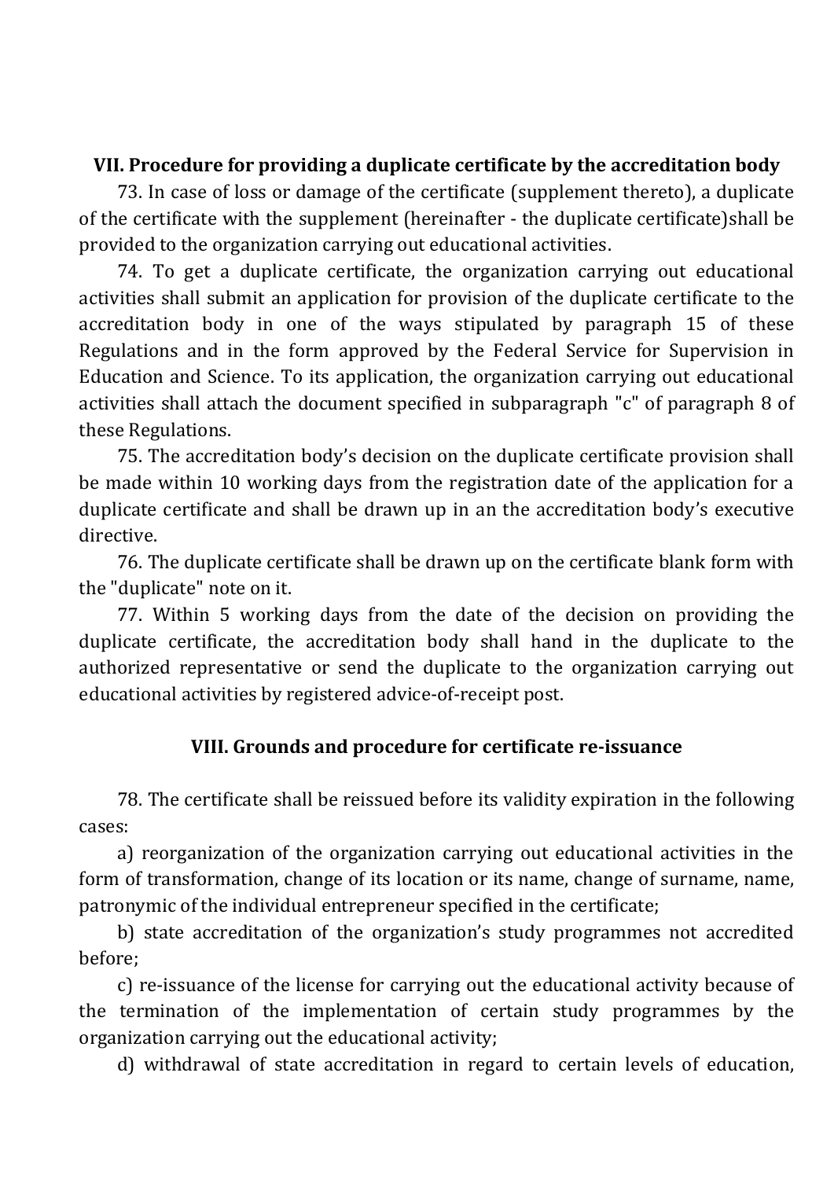## VII. Procedure for providing a duplicate certificate by the accreditation body

73. In case of loss or damage of the certificate (supplement thereto), a duplicate of the certificate with the supplement (hereinafter - the duplicate certificate)shall be provided to the organization carrying out educational activities.

74. To get a duplicate certificate, the organization carrying out educational activities shall submit an application for provision of the duplicate certificate to the accreditation body in one of the ways stipulated by paragraph 15 of these Regulations and in the form approved by the Federal Service for Supervision in Education and Science. To its application, the organization carrying out educational activities shall attach the document specified in subparagraph "c" of paragraph 8 of these Regulations.

75. The accreditation body's decision on the duplicate certificate provision shall be made within 10 working days from the registration date of the application for a duplicate certificate and shall be drawn up in an the accreditation body's executive directive.

76. The duplicate certificate shall be drawn up on the certificate blank form with the "duplicate" note on it.

77. Within 5 working days from the date of the decision on providing the duplicate certificate, the accreditation body shall hand in the duplicate to the authorized representative or send the duplicate to the organization carrying out educational activities by registered advice-of-receipt post.

## VIII. Grounds and procedure for certificate re-issuance

78. The certificate shall be reissued before its validity expiration in the following cases:

a) reorganization of the organization carrying out educational activities in the form of transformation, change of its location or its name, change of surname, name, patronymic of the individual entrepreneur specified in the certificate;

b) state accreditation of the organization's study programmes not accredited before;

c) re-issuance of the license for carrying out the educational activity because of the termination of the implementation of certain study programmes by the organization carrying out the educational activity;

d) withdrawal of state accreditation in regard to certain levels of education,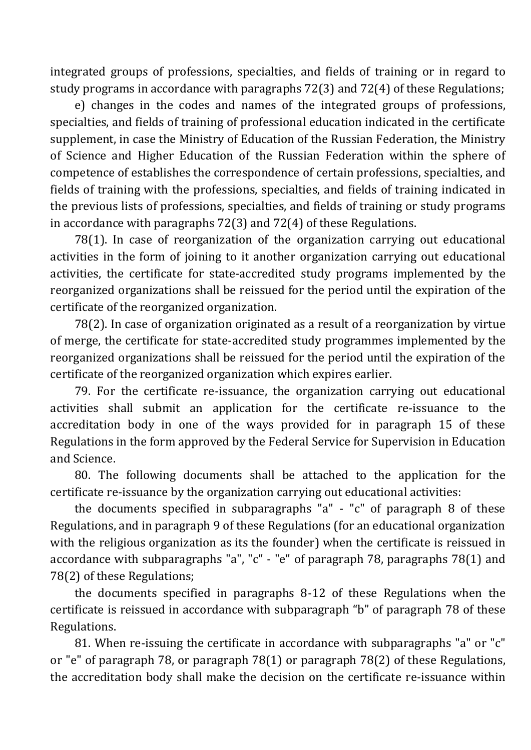integrated groups of professions, specialties, and fields of training or in regard to study programs in accordance with paragraphs 72(3) and 72(4) of these Regulations;

e) changes in the codes and names of the integrated groups of professions, specialties, and fields of training of professional education indicated in the certificate supplement, in case the Ministry of Education of the Russian Federation, the Ministry of Science and Higher Education of the Russian Federation within the sphere of competence of establishes the correspondence of certain professions, specialties, and fields of training with the professions, specialties, and fields of training indicated in the previous lists of professions, specialties, and fields of training or study programs in accordance with paragraphs 72(3) and 72(4) of these Regulations.

78(1). In case of reorganization of the organization carrying out educational activities in the form of joining to it another organization carrying out educational activities, the certificate for state-accredited study programs implemented by the reorganized organizations shall be reissued for the period until the expiration of the certificate of the reorganized organization.

78(2). In case of organization originated as a result of a reorganization by virtue of merge, the certificate for state-accredited study programmes implemented by the reorganized organizations shall be reissued for the period until the expiration of the certificate of the reorganized organization which expires earlier.

79. For the certificate re-issuance, the organization carrying out educational activities shall submit an application for the certificate re-issuance to the accreditation body in one of the ways provided for in paragraph 15 of these Regulations in the form approved by the Federal Service for Supervision in Education and Science.

80. The following documents shall be attached to the application for the certificate re-issuance by the organization carrying out educational activities:

the documents specified in subparagraphs "a" - "c" of paragraph 8 of these Regulations, and in paragraph 9 of these Regulations (for an educational organization with the religious organization as its the founder) when the certificate is reissued in accordance with subparagraphs "a", "c" - "e" of paragraph 78, paragraphs 78(1) and 78(2) of these Regulations;

the documents specified in paragraphs 8-12 of these Regulations when the certificate is reissued in accordance with subparagraph "b" of paragraph 78 of these Regulations.

81. When re-issuing the certificate in accordance with subparagraphs "a" or "c" or "e" of paragraph 78, or paragraph 78(1) or paragraph 78(2) of these Regulations, the accreditation body shall make the decision on the certificate re-issuance within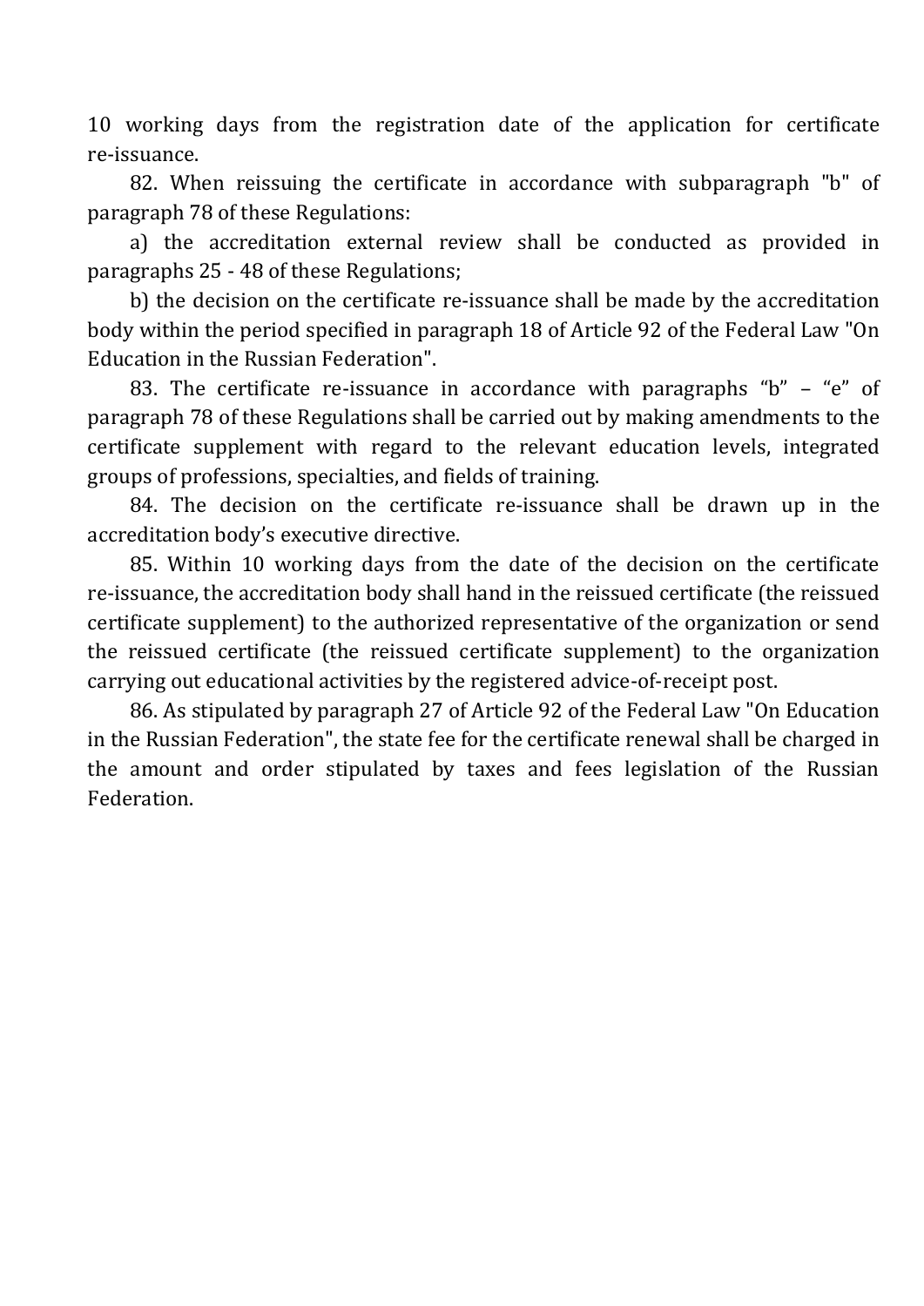10 working days from the registration date of the application for certificate re-issuance.

82. When reissuing the certificate in accordance with subparagraph "b" of paragraph 78 of these Regulations:

a) the accreditation external review shall be conducted as provided in paragraphs 25 - 48 of these Regulations;

b) the decision on the certificate re-issuance shall be made by the accreditation body within the period specified in paragraph 18 of Article 92 of the Federal Law "On Education in the Russian Federation".

83. The certificate re-issuance in accordance with paragraphs "b" – "e" of paragraph 78 of these Regulations shall be carried out by making amendments to the certificate supplement with regard to the relevant education levels, integrated groups of professions, specialties, and fields of training.

84. The decision on the certificate re-issuance shall be drawn up in the accreditation body's executive directive.

85. Within 10 working days from the date of the decision on the certificate re-issuance, the accreditation body shall hand in the reissued certificate (the reissued certificate supplement) to the authorized representative of the organization or send the reissued certificate (the reissued certificate supplement) to the organization carrying out educational activities by the registered advice-of-receipt post.

86. As stipulated by paragraph 27 of Article 92 of the Federal Law "On Education in the Russian Federation", the state fee for the certificate renewal shall be charged in the amount and order stipulated by taxes and fees legislation of the Russian Federation.